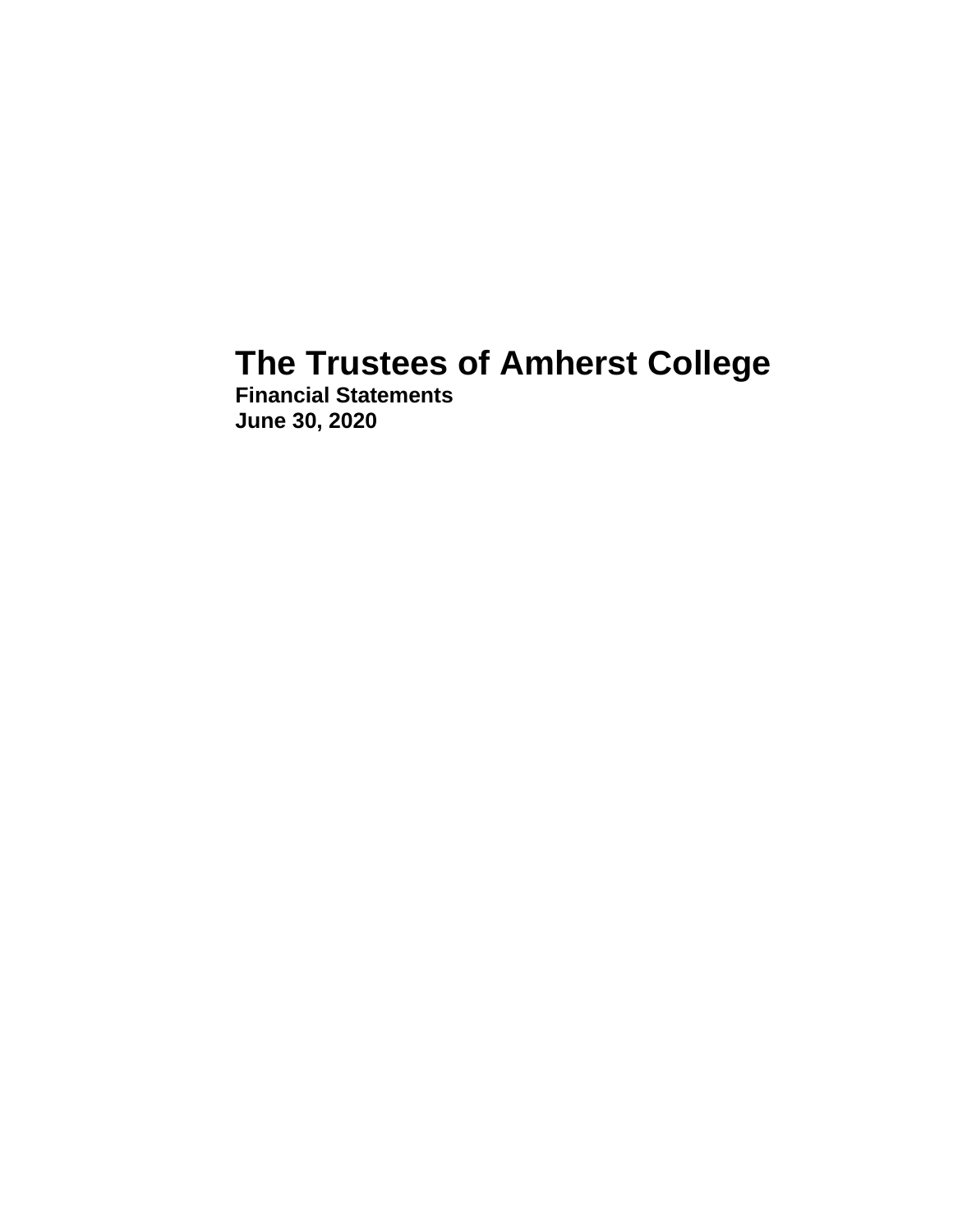# The Trustees of Amherst College

**Financial Statements**
**June 30, 2020**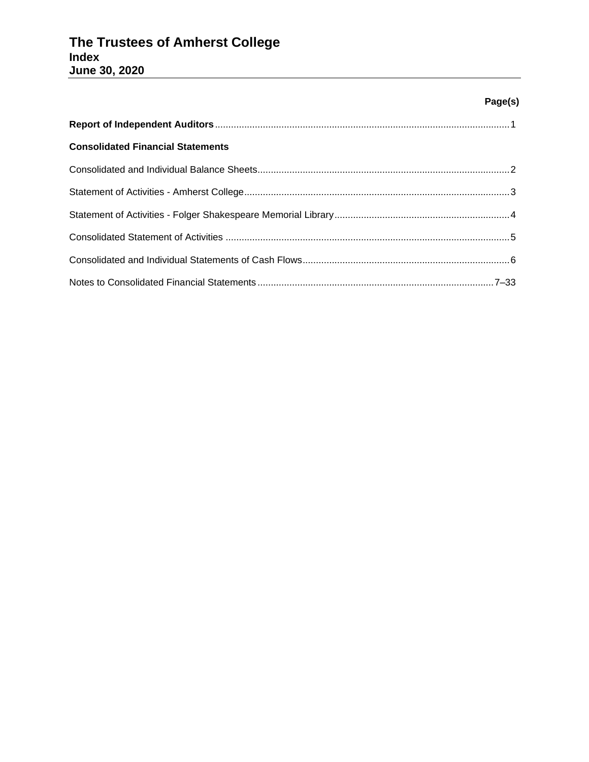# The Trustees of Amherst College
## Index
## June 30, 2020

| | Page(s) |
|---|---|
| **Report of Independent Auditors** | 1 |
| **Consolidated Financial Statements** | |
| Consolidated and Individual Balance Sheets | 2 |
| Statement of Activities - Amherst College | 3 |
| Statement of Activities - Folger Shakespeare Memorial Library | 4 |
| Consolidated Statement of Activities | 5 |
| Consolidated and Individual Statements of Cash Flows | 6 |
| Notes to Consolidated Financial Statements | 7–33 |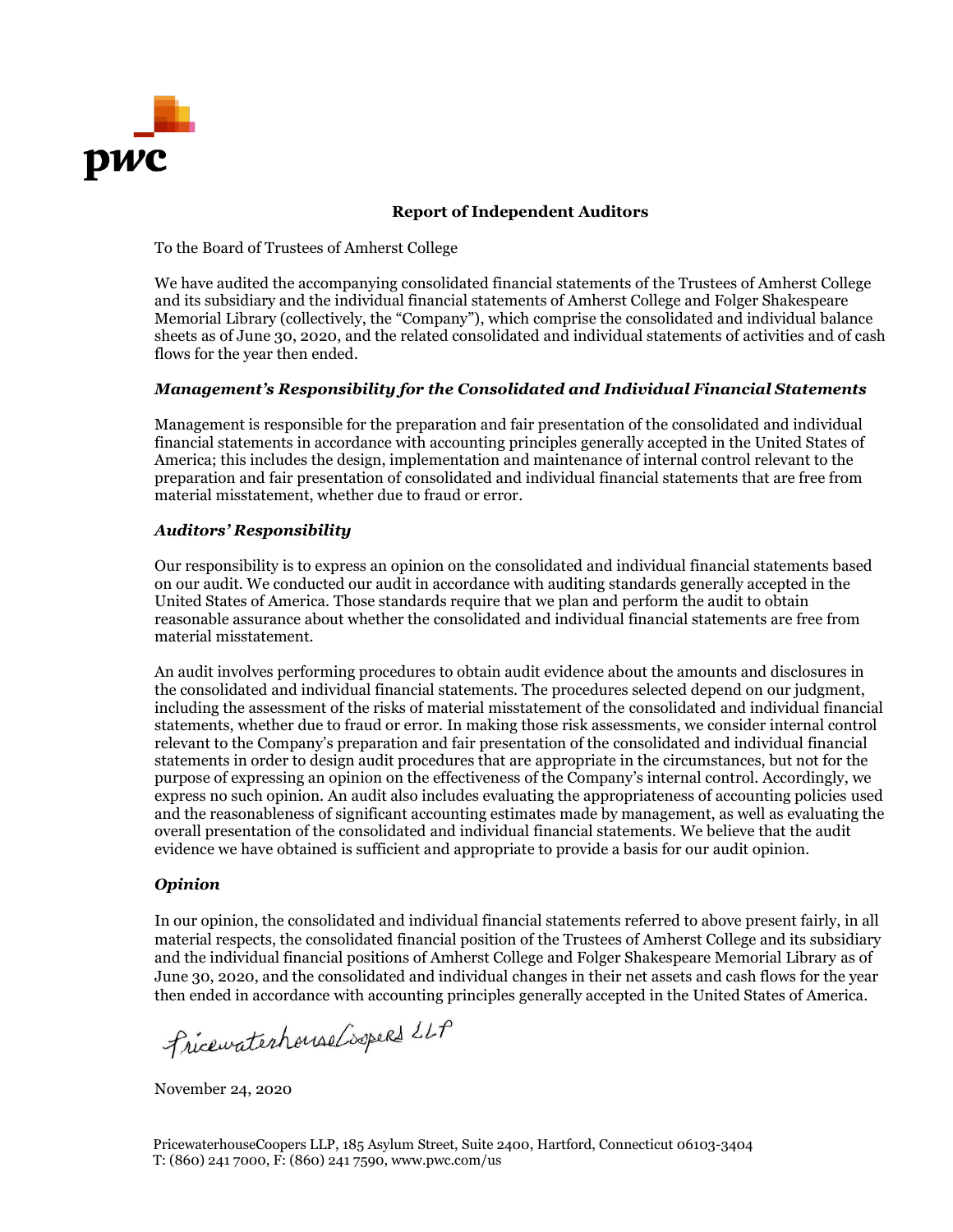# Report of Independent Auditors

To the Board of Trustees of Amherst College

We have audited the accompanying consolidated financial statements of the Trustees of Amherst College and its subsidiary and the individual financial statements of Amherst College and Folger Shakespeare Memorial Library (collectively, the "Company"), which comprise the consolidated and individual balance sheets as of June 30, 2020, and the related consolidated and individual statements of activities and of cash flows for the year then ended.

### *Management's Responsibility for the Consolidated and Individual Financial Statements*

Management is responsible for the preparation and fair presentation of the consolidated and individual financial statements in accordance with accounting principles generally accepted in the United States of America; this includes the design, implementation and maintenance of internal control relevant to the preparation and fair presentation of consolidated and individual financial statements that are free from material misstatement, whether due to fraud or error.

### *Auditors' Responsibility*

Our responsibility is to express an opinion on the consolidated and individual financial statements based on our audit. We conducted our audit in accordance with auditing standards generally accepted in the United States of America. Those standards require that we plan and perform the audit to obtain reasonable assurance about whether the consolidated and individual financial statements are free from material misstatement.

An audit involves performing procedures to obtain audit evidence about the amounts and disclosures in the consolidated and individual financial statements. The procedures selected depend on our judgment, including the assessment of the risks of material misstatement of the consolidated and individual financial statements, whether due to fraud or error. In making those risk assessments, we consider internal control relevant to the Company's preparation and fair presentation of the consolidated and individual financial statements in order to design audit procedures that are appropriate in the circumstances, but not for the purpose of expressing an opinion on the effectiveness of the Company's internal control. Accordingly, we express no such opinion. An audit also includes evaluating the appropriateness of accounting policies used and the reasonableness of significant accounting estimates made by management, as well as evaluating the overall presentation of the consolidated and individual financial statements. We believe that the audit evidence we have obtained is sufficient and appropriate to provide a basis for our audit opinion.

### *Opinion*

In our opinion, the consolidated and individual financial statements referred to above present fairly, in all material respects, the consolidated financial position of the Trustees of Amherst College and its subsidiary and the individual financial positions of Amherst College and Folger Shakespeare Memorial Library as of June 30, 2020, and the consolidated and individual changes in their net assets and cash flows for the year then ended in accordance with accounting principles generally accepted in the United States of America.

PricewaterhouseCoopers LLP

November 24, 2020

PricewaterhouseCoopers LLP, 185 Asylum Street, Suite 2400, Hartford, Connecticut 06103-3404
T: (860) 241 7000, F: (860) 241 7590, www.pwc.com/us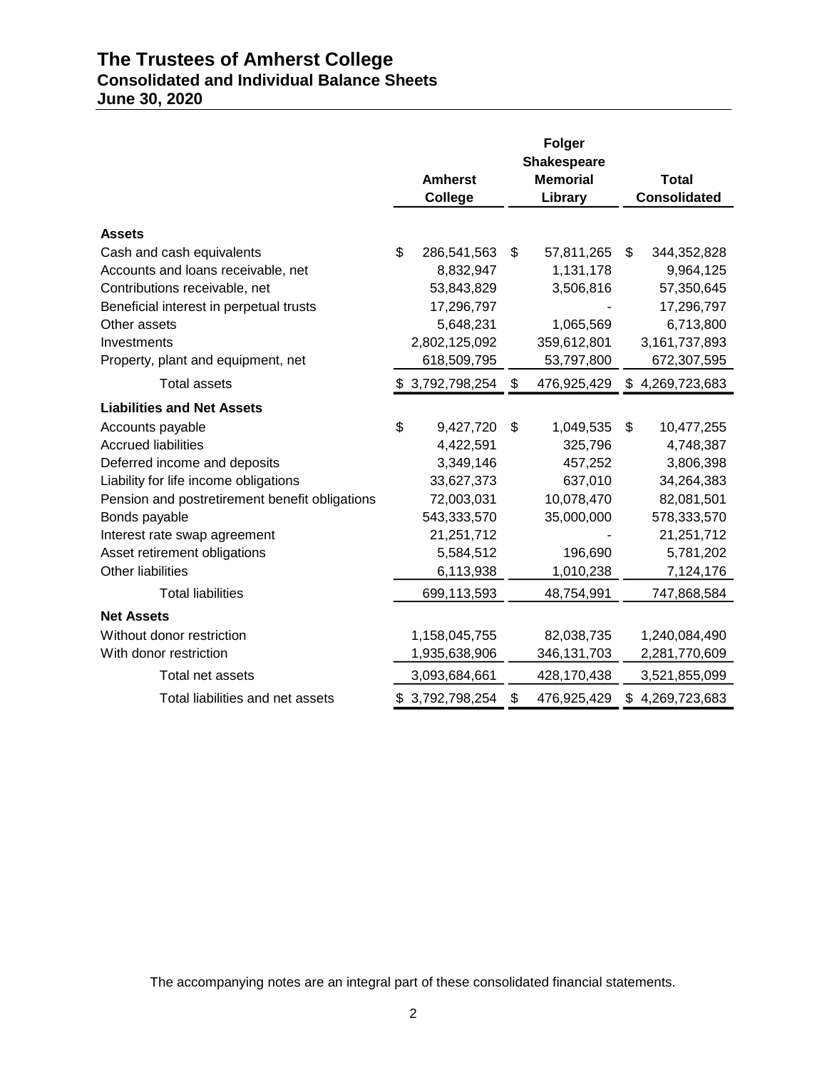# The Trustees of Amherst College

## Consolidated and Individual Balance Sheets

## June 30, 2020

| | Amherst College | Folger Shakespeare Memorial Library | Total Consolidated |
|---|---|---|---|
| **Assets** | | | |
| Cash and cash equivalents | $ 286,541,563 | $ 57,811,265 | $ 344,352,828 |
| Accounts and loans receivable, net | 8,832,947 | 1,131,178 | 9,964,125 |
| Contributions receivable, net | 53,843,829 | 3,506,816 | 57,350,645 |
| Beneficial interest in perpetual trusts | 17,296,797 | - | 17,296,797 |
| Other assets | 5,648,231 | 1,065,569 | 6,713,800 |
| Investments | 2,802,125,092 | 359,612,801 | 3,161,737,893 |
| Property, plant and equipment, net | 618,509,795 | 53,797,800 | 672,307,595 |
| Total assets | $ 3,792,798,254 | $ 476,925,429 | $ 4,269,723,683 |
| **Liabilities and Net Assets** | | | |
| Accounts payable | $ 9,427,720 | $ 1,049,535 | $ 10,477,255 |
| Accrued liabilities | 4,422,591 | 325,796 | 4,748,387 |
| Deferred income and deposits | 3,349,146 | 457,252 | 3,806,398 |
| Liability for life income obligations | 33,627,373 | 637,010 | 34,264,383 |
| Pension and postretirement benefit obligations | 72,003,031 | 10,078,470 | 82,081,501 |
| Bonds payable | 543,333,570 | 35,000,000 | 578,333,570 |
| Interest rate swap agreement | 21,251,712 | - | 21,251,712 |
| Asset retirement obligations | 5,584,512 | 196,690 | 5,781,202 |
| Other liabilities | 6,113,938 | 1,010,238 | 7,124,176 |
| Total liabilities | 699,113,593 | 48,754,991 | 747,868,584 |
| **Net Assets** | | | |
| Without donor restriction | 1,158,045,755 | 82,038,735 | 1,240,084,490 |
| With donor restriction | 1,935,638,906 | 346,131,703 | 2,281,770,609 |
| Total net assets | 3,093,684,661 | 428,170,438 | 3,521,855,099 |
| Total liabilities and net assets | $ 3,792,798,254 | $ 476,925,429 | $ 4,269,723,683 |

The accompanying notes are an integral part of these consolidated financial statements.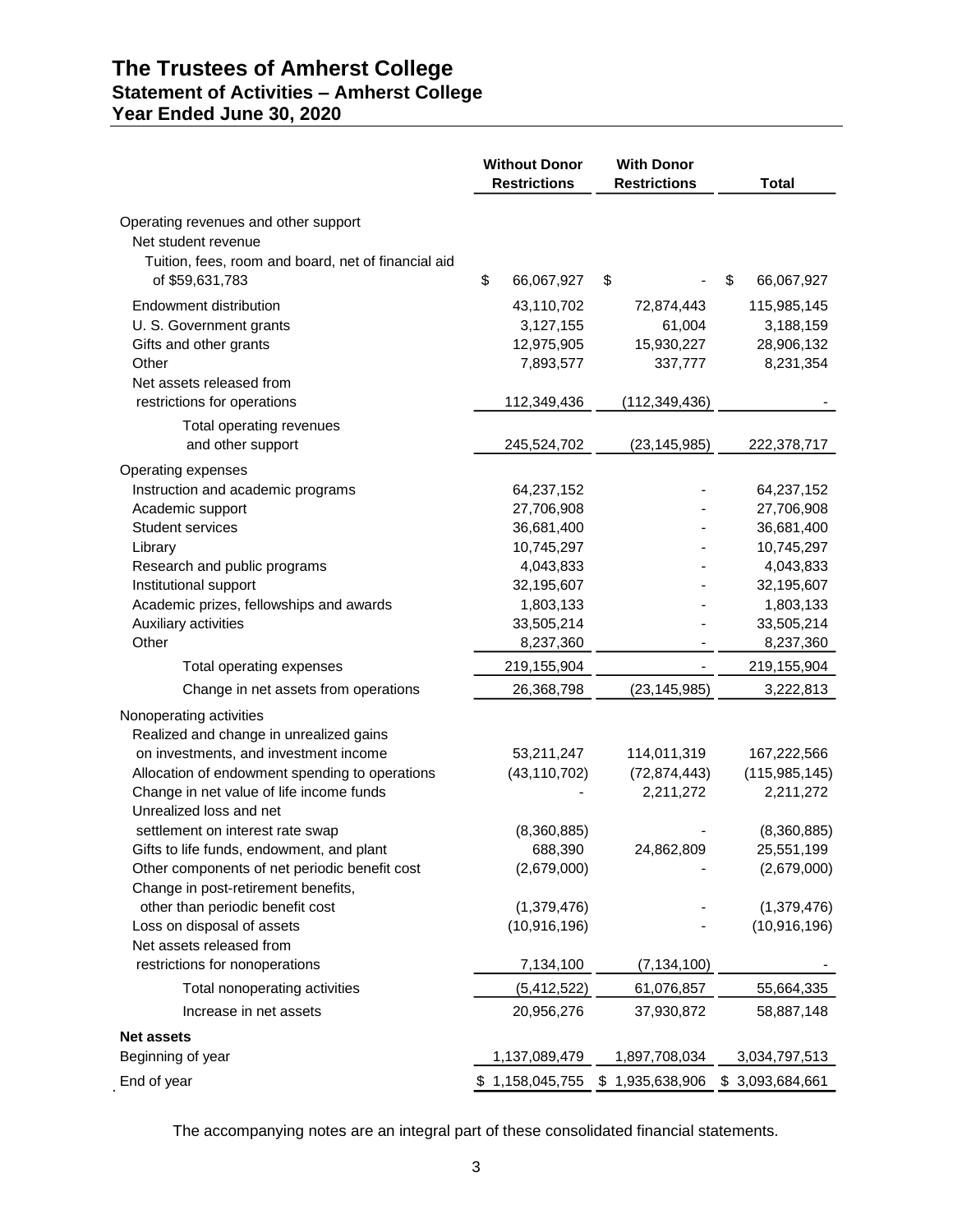# The Trustees of Amherst College
## Statement of Activities – Amherst College
## Year Ended June 30, 2020

| | Without Donor Restrictions | With Donor Restrictions | Total |
|---|---|---|---|
| Operating revenues and other support | | | |
| Net student revenue | | | |
| Tuition, fees, room and board, net of financial aid of $59,631,783 | $ 66,067,927 | $ - | $ 66,067,927 |
| Endowment distribution | 43,110,702 | 72,874,443 | 115,985,145 |
| U. S. Government grants | 3,127,155 | 61,004 | 3,188,159 |
| Gifts and other grants | 12,975,905 | 15,930,227 | 28,906,132 |
| Other | 7,893,577 | 337,777 | 8,231,354 |
| Net assets released from restrictions for operations | 112,349,436 | (112,349,436) | - |
| Total operating revenues and other support | 245,524,702 | (23,145,985) | 222,378,717 |
| Operating expenses | | | |
| Instruction and academic programs | 64,237,152 | - | 64,237,152 |
| Academic support | 27,706,908 | - | 27,706,908 |
| Student services | 36,681,400 | - | 36,681,400 |
| Library | 10,745,297 | - | 10,745,297 |
| Research and public programs | 4,043,833 | - | 4,043,833 |
| Institutional support | 32,195,607 | - | 32,195,607 |
| Academic prizes, fellowships and awards | 1,803,133 | - | 1,803,133 |
| Auxiliary activities | 33,505,214 | - | 33,505,214 |
| Other | 8,237,360 | - | 8,237,360 |
| Total operating expenses | 219,155,904 | - | 219,155,904 |
| Change in net assets from operations | 26,368,798 | (23,145,985) | 3,222,813 |
| Nonoperating activities | | | |
| Realized and change in unrealized gains on investments, and investment income | 53,211,247 | 114,011,319 | 167,222,566 |
| Allocation of endowment spending to operations | (43,110,702) | (72,874,443) | (115,985,145) |
| Change in net value of life income funds | - | 2,211,272 | 2,211,272 |
| Unrealized loss and net settlement on interest rate swap | (8,360,885) | - | (8,360,885) |
| Gifts to life funds, endowment, and plant | 688,390 | 24,862,809 | 25,551,199 |
| Other components of net periodic benefit cost | (2,679,000) | - | (2,679,000) |
| Change in post-retirement benefits, other than periodic benefit cost | (1,379,476) | - | (1,379,476) |
| Loss on disposal of assets | (10,916,196) | - | (10,916,196) |
| Net assets released from restrictions for nonoperations | 7,134,100 | (7,134,100) | - |
| Total nonoperating activities | (5,412,522) | 61,076,857 | 55,664,335 |
| Increase in net assets | 20,956,276 | 37,930,872 | 58,887,148 |
| **Net assets** | | | |
| Beginning of year | 1,137,089,479 | 1,897,708,034 | 3,034,797,513 |
| End of year | $ 1,158,045,755 | $ 1,935,638,906 | $ 3,093,684,661 |

The accompanying notes are an integral part of these consolidated financial statements.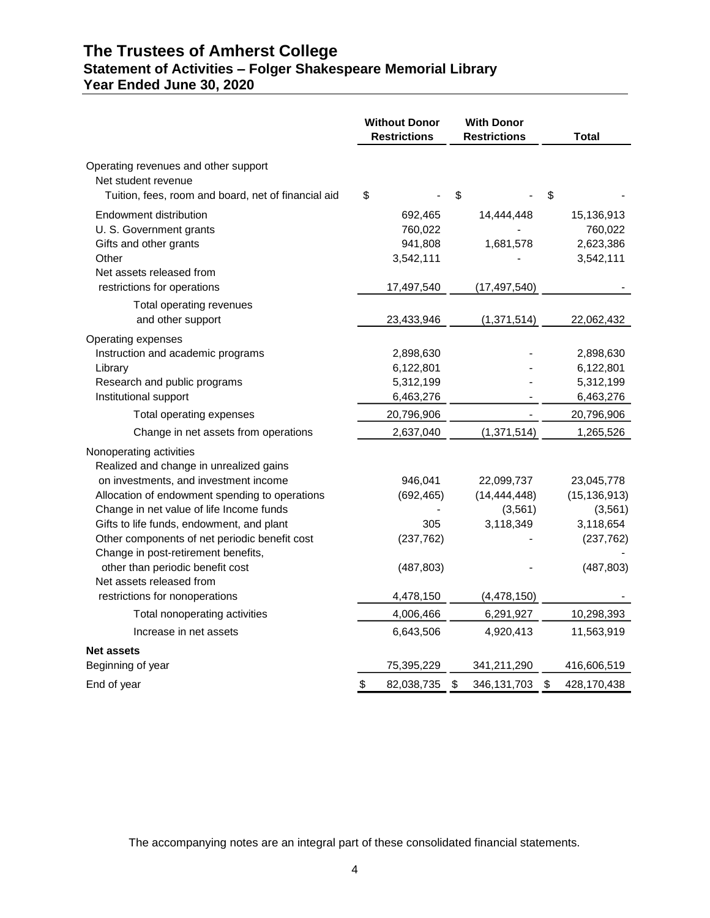# The Trustees of Amherst College
## Statement of Activities – Folger Shakespeare Memorial Library
## Year Ended June 30, 2020

| | Without Donor Restrictions | With Donor Restrictions | Total |
|---|---|---|---|
| Operating revenues and other support | | | |
| Net student revenue | | | |
| Tuition, fees, room and board, net of financial aid | $ - | $ - | $ - |
| Endowment distribution | 692,465 | 14,444,448 | 15,136,913 |
| U. S. Government grants | 760,022 | - | 760,022 |
| Gifts and other grants | 941,808 | 1,681,578 | 2,623,386 |
| Other | 3,542,111 | - | 3,542,111 |
| Net assets released from restrictions for operations | 17,497,540 | (17,497,540) | - |
| Total operating revenues and other support | 23,433,946 | (1,371,514) | 22,062,432 |
| Operating expenses | | | |
| Instruction and academic programs | 2,898,630 | - | 2,898,630 |
| Library | 6,122,801 | - | 6,122,801 |
| Research and public programs | 5,312,199 | - | 5,312,199 |
| Institutional support | 6,463,276 | - | 6,463,276 |
| Total operating expenses | 20,796,906 | - | 20,796,906 |
| Change in net assets from operations | 2,637,040 | (1,371,514) | 1,265,526 |
| Nonoperating activities | | | |
| Realized and change in unrealized gains on investments, and investment income | 946,041 | 22,099,737 | 23,045,778 |
| Allocation of endowment spending to operations | (692,465) | (14,444,448) | (15,136,913) |
| Change in net value of life Income funds | - | (3,561) | (3,561) |
| Gifts to life funds, endowment, and plant | 305 | 3,118,349 | 3,118,654 |
| Other components of net periodic benefit cost | (237,762) | - | (237,762) |
| Change in post-retirement benefits, other than periodic benefit cost | (487,803) | - | (487,803) |
| Net assets released from restrictions for nonoperations | 4,478,150 | (4,478,150) | - |
| Total nonoperating activities | 4,006,466 | 6,291,927 | 10,298,393 |
| Increase in net assets | 6,643,506 | 4,920,413 | 11,563,919 |
| **Net assets** | | | |
| Beginning of year | 75,395,229 | 341,211,290 | 416,606,519 |
| End of year | $ 82,038,735 | $ 346,131,703 | $ 428,170,438 |

The accompanying notes are an integral part of these consolidated financial statements.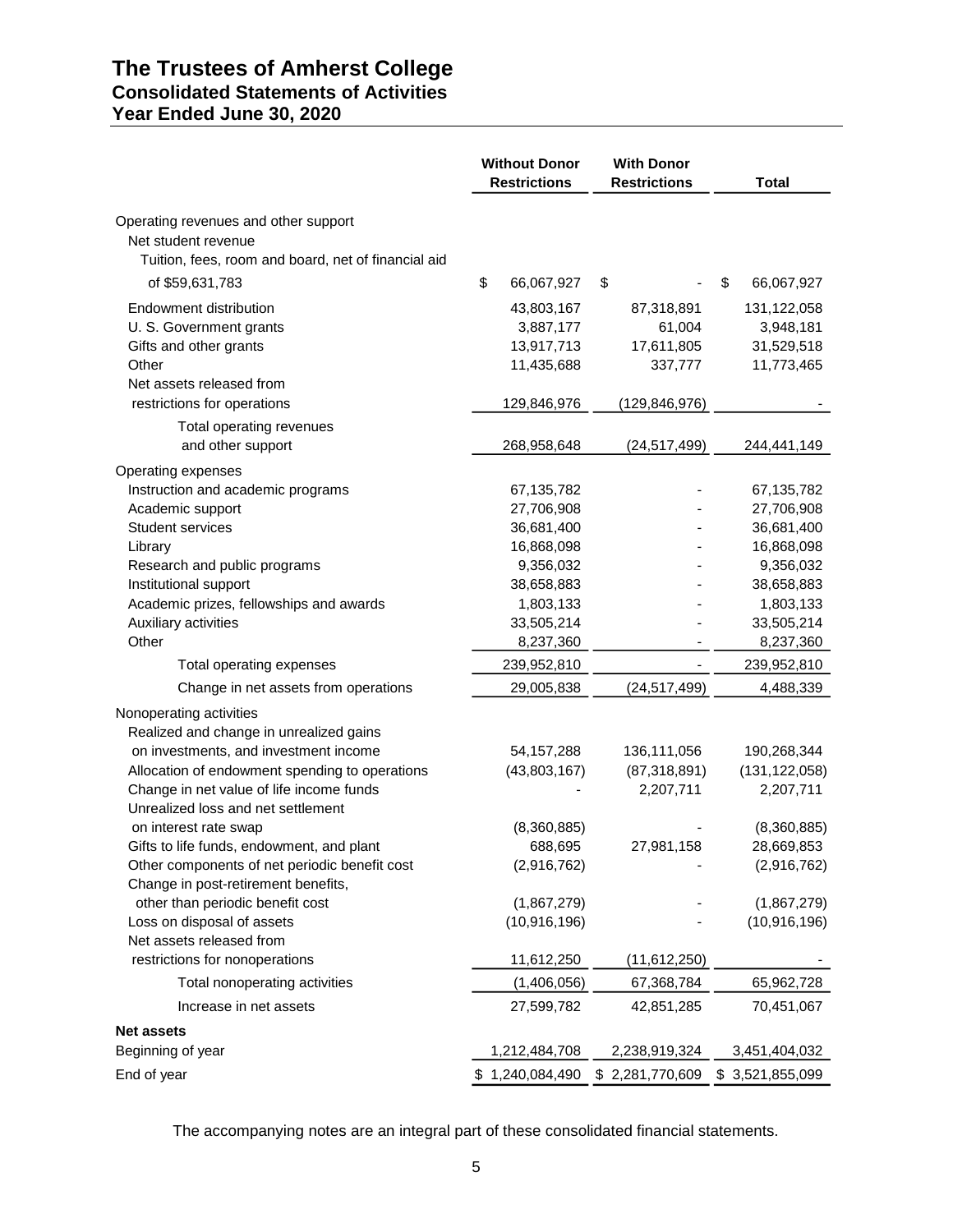# The Trustees of Amherst College
## Consolidated Statements of Activities
## Year Ended June 30, 2020

| | Without Donor Restrictions | With Donor Restrictions | Total |
|---|---|---|---|
| **Operating revenues and other support** | | | |
| Net student revenue | | | |
| Tuition, fees, room and board, net of financial aid of $59,631,783 | $ 66,067,927 | $ - | $ 66,067,927 |
| Endowment distribution | 43,803,167 | 87,318,891 | 131,122,058 |
| U. S. Government grants | 3,887,177 | 61,004 | 3,948,181 |
| Gifts and other grants | 13,917,713 | 17,611,805 | 31,529,518 |
| Other | 11,435,688 | 337,777 | 11,773,465 |
| Net assets released from restrictions for operations | 129,846,976 | (129,846,976) | - |
| Total operating revenues and other support | 268,958,648 | (24,517,499) | 244,441,149 |
| **Operating expenses** | | | |
| Instruction and academic programs | 67,135,782 | - | 67,135,782 |
| Academic support | 27,706,908 | - | 27,706,908 |
| Student services | 36,681,400 | - | 36,681,400 |
| Library | 16,868,098 | - | 16,868,098 |
| Research and public programs | 9,356,032 | - | 9,356,032 |
| Institutional support | 38,658,883 | - | 38,658,883 |
| Academic prizes, fellowships and awards | 1,803,133 | - | 1,803,133 |
| Auxiliary activities | 33,505,214 | - | 33,505,214 |
| Other | 8,237,360 | - | 8,237,360 |
| Total operating expenses | 239,952,810 | - | 239,952,810 |
| Change in net assets from operations | 29,005,838 | (24,517,499) | 4,488,339 |
| **Nonoperating activities** | | | |
| Realized and change in unrealized gains on investments, and investment income | 54,157,288 | 136,111,056 | 190,268,344 |
| Allocation of endowment spending to operations | (43,803,167) | (87,318,891) | (131,122,058) |
| Change in net value of life income funds | - | 2,207,711 | 2,207,711 |
| Unrealized loss and net settlement on interest rate swap | (8,360,885) | - | (8,360,885) |
| Gifts to life funds, endowment, and plant | 688,695 | 27,981,158 | 28,669,853 |
| Other components of net periodic benefit cost | (2,916,762) | - | (2,916,762) |
| Change in post-retirement benefits, other than periodic benefit cost | (1,867,279) | - | (1,867,279) |
| Loss on disposal of assets | (10,916,196) | - | (10,916,196) |
| Net assets released from restrictions for nonoperations | 11,612,250 | (11,612,250) | - |
| Total nonoperating activities | (1,406,056) | 67,368,784 | 65,962,728 |
| Increase in net assets | 27,599,782 | 42,851,285 | 70,451,067 |
| **Net assets** | | | |
| Beginning of year | 1,212,484,708 | 2,238,919,324 | 3,451,404,032 |
| End of year | $ 1,240,084,490 | $ 2,281,770,609 | $ 3,521,855,099 |

The accompanying notes are an integral part of these consolidated financial statements.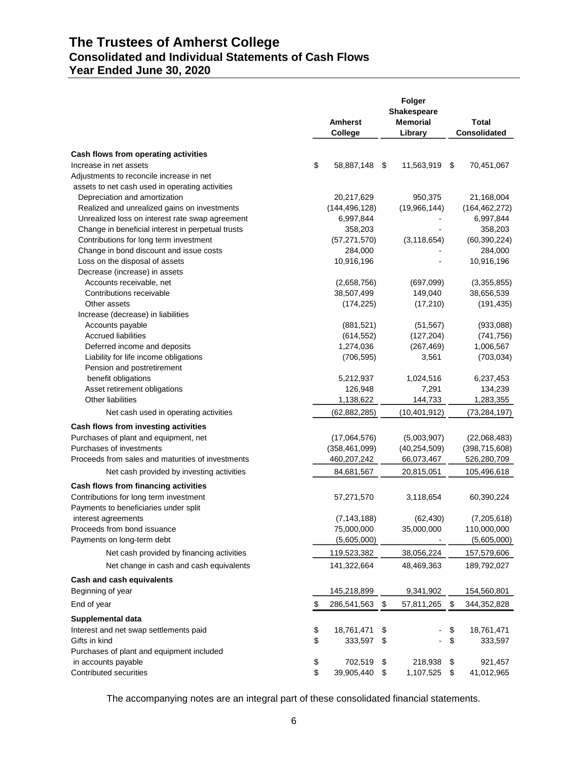# The Trustees of Amherst College
## Consolidated and Individual Statements of Cash Flows
## Year Ended June 30, 2020

| | Amherst College | Folger Shakespeare Memorial Library | Total Consolidated |
|---|---|---|---|
| **Cash flows from operating activities** | | | |
| Increase in net assets | $ 58,887,148 | $ 11,563,919 | $ 70,451,067 |
| Adjustments to reconcile increase in net assets to net cash used in operating activities | | | |
| Depreciation and amortization | 20,217,629 | 950,375 | 21,168,004 |
| Realized and unrealized gains on investments | (144,496,128) | (19,966,144) | (164,462,272) |
| Unrealized loss on interest rate swap agreement | 6,997,844 | - | 6,997,844 |
| Change in beneficial interest in perpetual trusts | 358,203 | - | 358,203 |
| Contributions for long term investment | (57,271,570) | (3,118,654) | (60,390,224) |
| Change in bond discount and issue costs | 284,000 | - | 284,000 |
| Loss on the disposal of assets | 10,916,196 | - | 10,916,196 |
| Decrease (increase) in assets | | | |
| Accounts receivable, net | (2,658,756) | (697,099) | (3,355,855) |
| Contributions receivable | 38,507,499 | 149,040 | 38,656,539 |
| Other assets | (174,225) | (17,210) | (191,435) |
| Increase (decrease) in liabilities | | | |
| Accounts payable | (881,521) | (51,567) | (933,088) |
| Accrued liabilities | (614,552) | (127,204) | (741,756) |
| Deferred income and deposits | 1,274,036 | (267,469) | 1,006,567 |
| Liability for life income obligations | (706,595) | 3,561 | (703,034) |
| Pension and postretirement benefit obligations | 5,212,937 | 1,024,516 | 6,237,453 |
| Asset retirement obligations | 126,948 | 7,291 | 134,239 |
| Other liabilities | 1,138,622 | 144,733 | 1,283,355 |
| Net cash used in operating activities | (62,882,285) | (10,401,912) | (73,284,197) |
| **Cash flows from investing activities** | | | |
| Purchases of plant and equipment, net | (17,064,576) | (5,003,907) | (22,068,483) |
| Purchases of investments | (358,461,099) | (40,254,509) | (398,715,608) |
| Proceeds from sales and maturities of investments | 460,207,242 | 66,073,467 | 526,280,709 |
| Net cash provided by investing activities | 84,681,567 | 20,815,051 | 105,496,618 |
| **Cash flows from financing activities** | | | |
| Contributions for long term investment | 57,271,570 | 3,118,654 | 60,390,224 |
| Payments to beneficiaries under split interest agreements | (7,143,188) | (62,430) | (7,205,618) |
| Proceeds from bond issuance | 75,000,000 | 35,000,000 | 110,000,000 |
| Payments on long-term debt | (5,605,000) | - | (5,605,000) |
| Net cash provided by financing activities | 119,523,382 | 38,056,224 | 157,579,606 |
| Net change in cash and cash equivalents | 141,322,664 | 48,469,363 | 189,792,027 |
| **Cash and cash equivalents** | | | |
| Beginning of year | 145,218,899 | 9,341,902 | 154,560,801 |
| End of year | $ 286,541,563 | $ 57,811,265 | $ 344,352,828 |
| **Supplemental data** | | | |
| Interest and net swap settlements paid | $ 18,761,471 | $ - | $ 18,761,471 |
| Gifts in kind | $ 333,597 | $ - | $ 333,597 |
| Purchases of plant and equipment included in accounts payable | $ 702,519 | $ 218,938 | $ 921,457 |
| Contributed securities | $ 39,905,440 | $ 1,107,525 | $ 41,012,965 |

The accompanying notes are an integral part of these consolidated financial statements.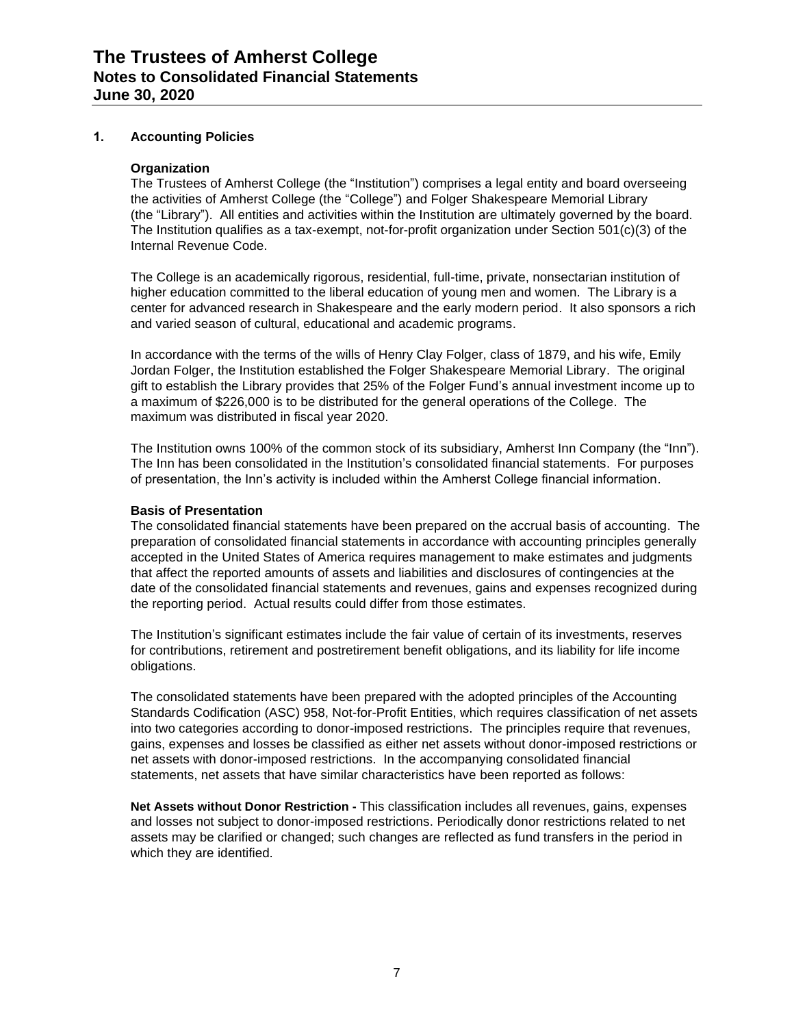## 1. Accounting Policies

### Organization

The Trustees of Amherst College (the "Institution") comprises a legal entity and board overseeing the activities of Amherst College (the "College") and Folger Shakespeare Memorial Library (the "Library"). All entities and activities within the Institution are ultimately governed by the board. The Institution qualifies as a tax-exempt, not-for-profit organization under Section 501(c)(3) of the Internal Revenue Code.

The College is an academically rigorous, residential, full-time, private, nonsectarian institution of higher education committed to the liberal education of young men and women. The Library is a center for advanced research in Shakespeare and the early modern period. It also sponsors a rich and varied season of cultural, educational and academic programs.

In accordance with the terms of the wills of Henry Clay Folger, class of 1879, and his wife, Emily Jordan Folger, the Institution established the Folger Shakespeare Memorial Library. The original gift to establish the Library provides that 25% of the Folger Fund's annual investment income up to a maximum of $226,000 is to be distributed for the general operations of the College. The maximum was distributed in fiscal year 2020.

The Institution owns 100% of the common stock of its subsidiary, Amherst Inn Company (the "Inn"). The Inn has been consolidated in the Institution's consolidated financial statements. For purposes of presentation, the Inn's activity is included within the Amherst College financial information.

### Basis of Presentation

The consolidated financial statements have been prepared on the accrual basis of accounting. The preparation of consolidated financial statements in accordance with accounting principles generally accepted in the United States of America requires management to make estimates and judgments that affect the reported amounts of assets and liabilities and disclosures of contingencies at the date of the consolidated financial statements and revenues, gains and expenses recognized during the reporting period. Actual results could differ from those estimates.

The Institution's significant estimates include the fair value of certain of its investments, reserves for contributions, retirement and postretirement benefit obligations, and its liability for life income obligations.

The consolidated statements have been prepared with the adopted principles of the Accounting Standards Codification (ASC) 958, Not-for-Profit Entities, which requires classification of net assets into two categories according to donor-imposed restrictions. The principles require that revenues, gains, expenses and losses be classified as either net assets without donor-imposed restrictions or net assets with donor-imposed restrictions. In the accompanying consolidated financial statements, net assets that have similar characteristics have been reported as follows:

**Net Assets without Donor Restriction -** This classification includes all revenues, gains, expenses and losses not subject to donor-imposed restrictions. Periodically donor restrictions related to net assets may be clarified or changed; such changes are reflected as fund transfers in the period in which they are identified.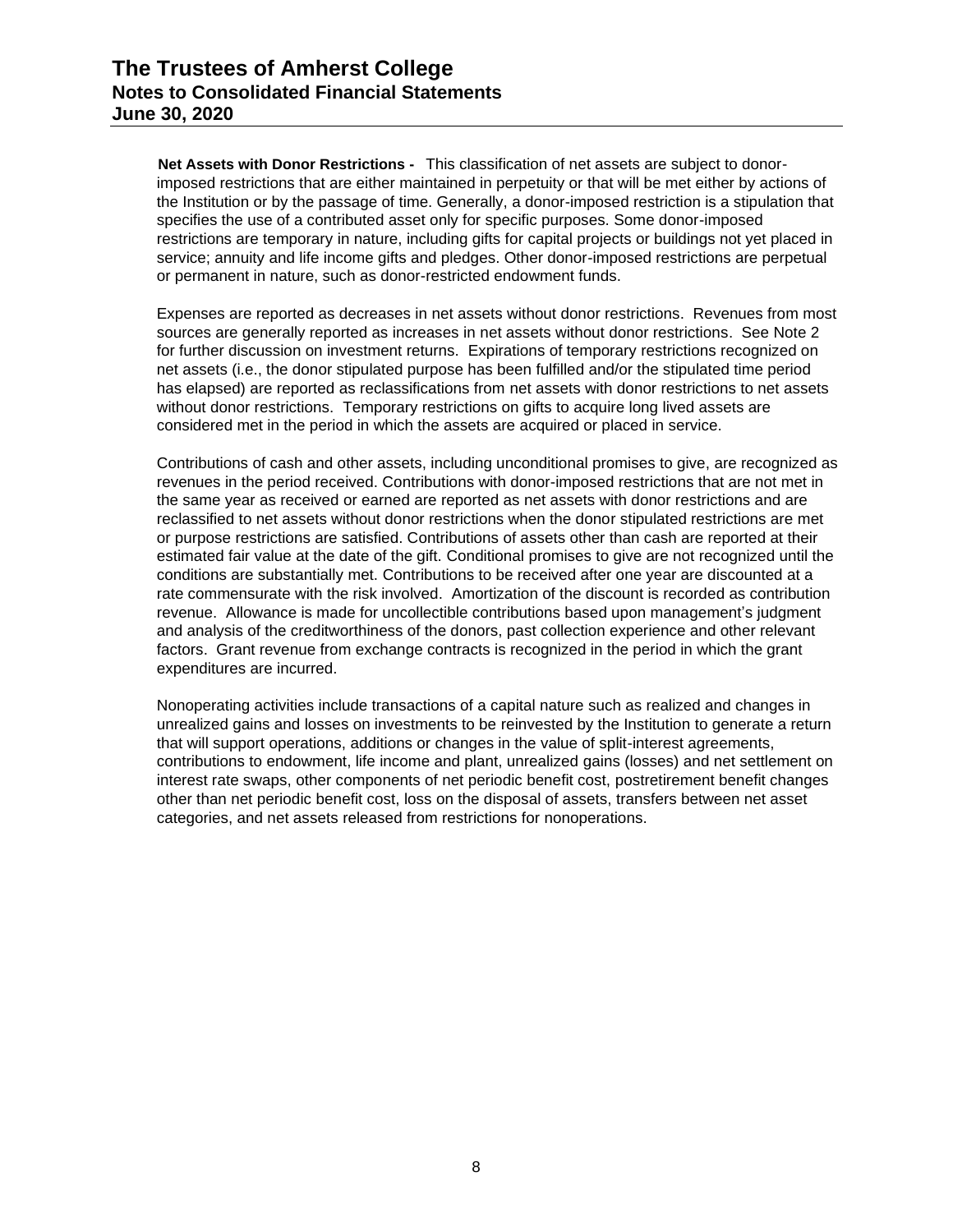**Net Assets with Donor Restrictions -** This classification of net assets are subject to donor-imposed restrictions that are either maintained in perpetuity or that will be met either by actions of the Institution or by the passage of time. Generally, a donor-imposed restriction is a stipulation that specifies the use of a contributed asset only for specific purposes. Some donor-imposed restrictions are temporary in nature, including gifts for capital projects or buildings not yet placed in service; annuity and life income gifts and pledges. Other donor-imposed restrictions are perpetual or permanent in nature, such as donor-restricted endowment funds.

Expenses are reported as decreases in net assets without donor restrictions. Revenues from most sources are generally reported as increases in net assets without donor restrictions. See Note 2 for further discussion on investment returns. Expirations of temporary restrictions recognized on net assets (i.e., the donor stipulated purpose has been fulfilled and/or the stipulated time period has elapsed) are reported as reclassifications from net assets with donor restrictions to net assets without donor restrictions. Temporary restrictions on gifts to acquire long lived assets are considered met in the period in which the assets are acquired or placed in service.

Contributions of cash and other assets, including unconditional promises to give, are recognized as revenues in the period received. Contributions with donor-imposed restrictions that are not met in the same year as received or earned are reported as net assets with donor restrictions and are reclassified to net assets without donor restrictions when the donor stipulated restrictions are met or purpose restrictions are satisfied. Contributions of assets other than cash are reported at their estimated fair value at the date of the gift. Conditional promises to give are not recognized until the conditions are substantially met. Contributions to be received after one year are discounted at a rate commensurate with the risk involved. Amortization of the discount is recorded as contribution revenue. Allowance is made for uncollectible contributions based upon management's judgment and analysis of the creditworthiness of the donors, past collection experience and other relevant factors. Grant revenue from exchange contracts is recognized in the period in which the grant expenditures are incurred.

Nonoperating activities include transactions of a capital nature such as realized and changes in unrealized gains and losses on investments to be reinvested by the Institution to generate a return that will support operations, additions or changes in the value of split-interest agreements, contributions to endowment, life income and plant, unrealized gains (losses) and net settlement on interest rate swaps, other components of net periodic benefit cost, postretirement benefit changes other than net periodic benefit cost, loss on the disposal of assets, transfers between net asset categories, and net assets released from restrictions for nonoperations.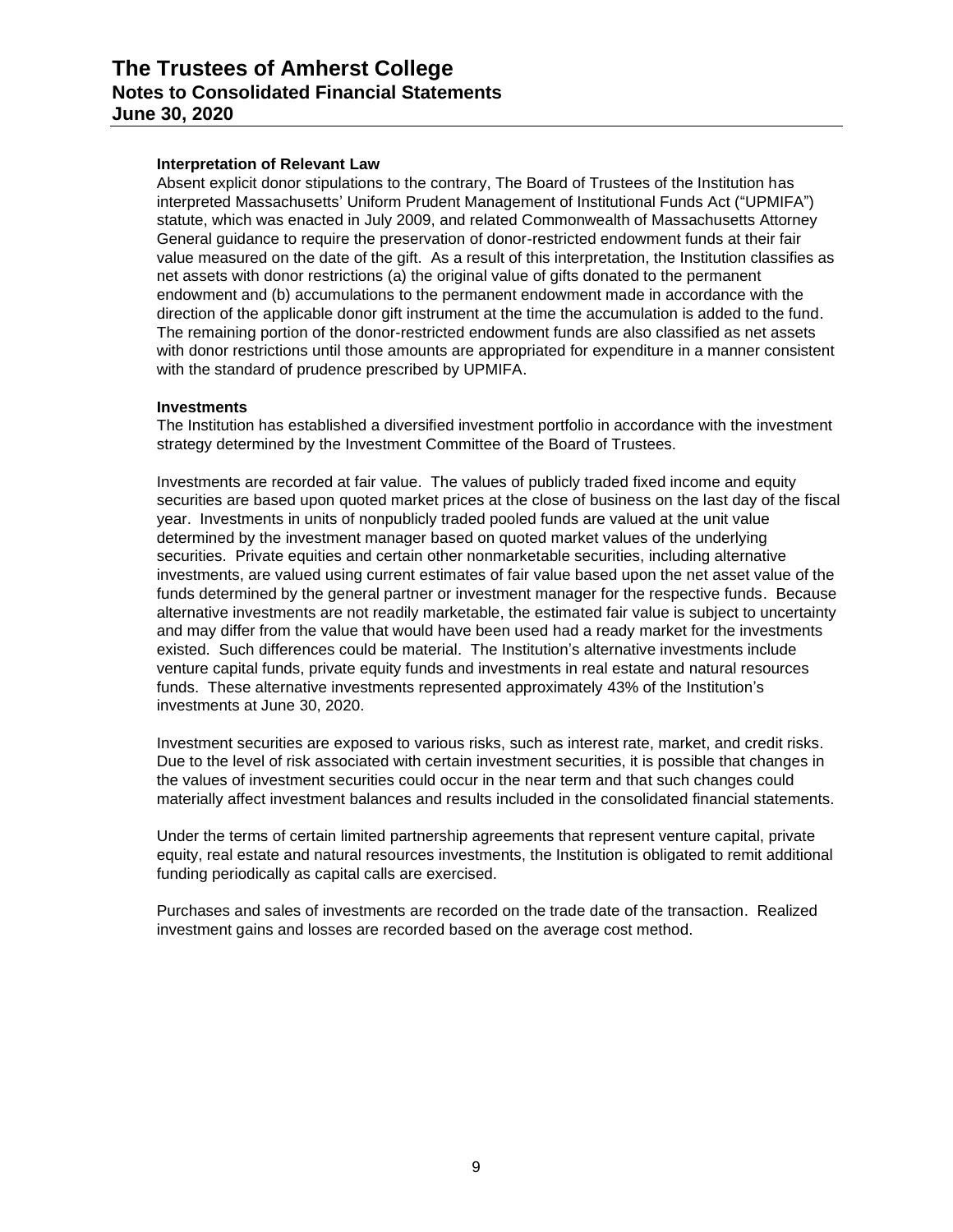**Interpretation of Relevant Law**

Absent explicit donor stipulations to the contrary, The Board of Trustees of the Institution has interpreted Massachusetts' Uniform Prudent Management of Institutional Funds Act ("UPMIFA") statute, which was enacted in July 2009, and related Commonwealth of Massachusetts Attorney General guidance to require the preservation of donor-restricted endowment funds at their fair value measured on the date of the gift. As a result of this interpretation, the Institution classifies as net assets with donor restrictions (a) the original value of gifts donated to the permanent endowment and (b) accumulations to the permanent endowment made in accordance with the direction of the applicable donor gift instrument at the time the accumulation is added to the fund. The remaining portion of the donor-restricted endowment funds are also classified as net assets with donor restrictions until those amounts are appropriated for expenditure in a manner consistent with the standard of prudence prescribed by UPMIFA.

**Investments**

The Institution has established a diversified investment portfolio in accordance with the investment strategy determined by the Investment Committee of the Board of Trustees.

Investments are recorded at fair value. The values of publicly traded fixed income and equity securities are based upon quoted market prices at the close of business on the last day of the fiscal year. Investments in units of nonpublicly traded pooled funds are valued at the unit value determined by the investment manager based on quoted market values of the underlying securities. Private equities and certain other nonmarketable securities, including alternative investments, are valued using current estimates of fair value based upon the net asset value of the funds determined by the general partner or investment manager for the respective funds. Because alternative investments are not readily marketable, the estimated fair value is subject to uncertainty and may differ from the value that would have been used had a ready market for the investments existed. Such differences could be material. The Institution's alternative investments include venture capital funds, private equity funds and investments in real estate and natural resources funds. These alternative investments represented approximately 43% of the Institution's investments at June 30, 2020.

Investment securities are exposed to various risks, such as interest rate, market, and credit risks. Due to the level of risk associated with certain investment securities, it is possible that changes in the values of investment securities could occur in the near term and that such changes could materially affect investment balances and results included in the consolidated financial statements.

Under the terms of certain limited partnership agreements that represent venture capital, private equity, real estate and natural resources investments, the Institution is obligated to remit additional funding periodically as capital calls are exercised.

Purchases and sales of investments are recorded on the trade date of the transaction. Realized investment gains and losses are recorded based on the average cost method.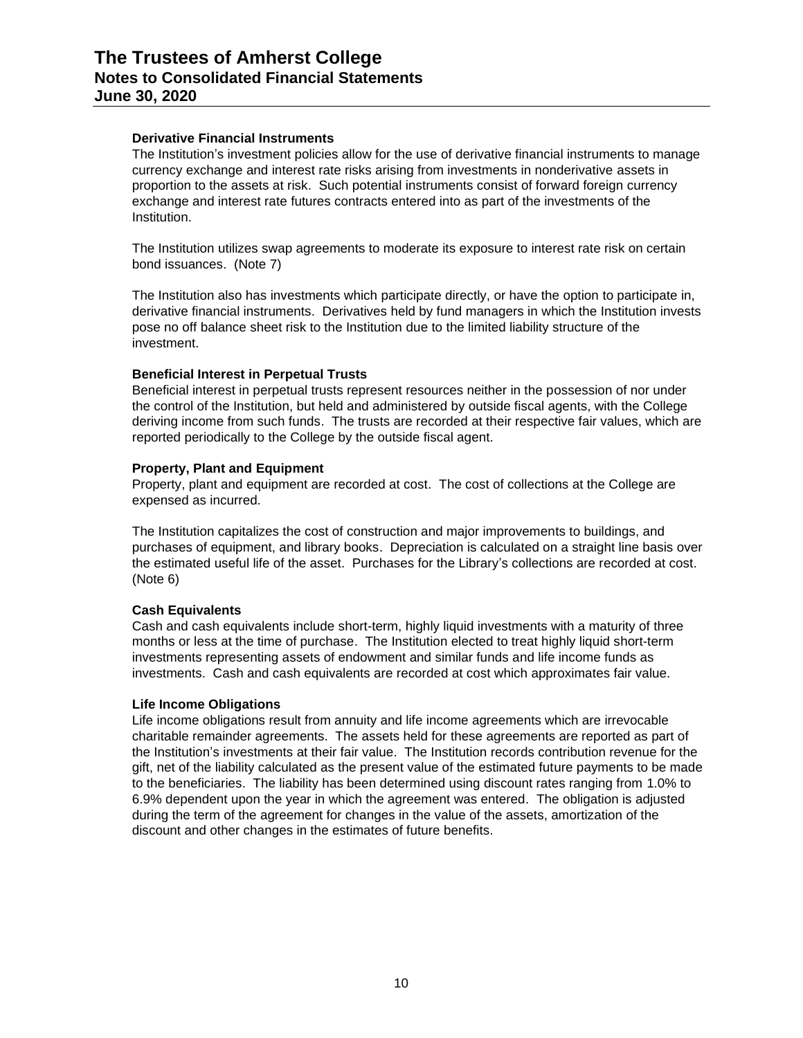### Derivative Financial Instruments

The Institution's investment policies allow for the use of derivative financial instruments to manage currency exchange and interest rate risks arising from investments in nonderivative assets in proportion to the assets at risk. Such potential instruments consist of forward foreign currency exchange and interest rate futures contracts entered into as part of the investments of the Institution.

The Institution utilizes swap agreements to moderate its exposure to interest rate risk on certain bond issuances. (Note 7)

The Institution also has investments which participate directly, or have the option to participate in, derivative financial instruments. Derivatives held by fund managers in which the Institution invests pose no off balance sheet risk to the Institution due to the limited liability structure of the investment.

### Beneficial Interest in Perpetual Trusts

Beneficial interest in perpetual trusts represent resources neither in the possession of nor under the control of the Institution, but held and administered by outside fiscal agents, with the College deriving income from such funds. The trusts are recorded at their respective fair values, which are reported periodically to the College by the outside fiscal agent.

### Property, Plant and Equipment

Property, plant and equipment are recorded at cost. The cost of collections at the College are expensed as incurred.

The Institution capitalizes the cost of construction and major improvements to buildings, and purchases of equipment, and library books. Depreciation is calculated on a straight line basis over the estimated useful life of the asset. Purchases for the Library's collections are recorded at cost. (Note 6)

### Cash Equivalents

Cash and cash equivalents include short-term, highly liquid investments with a maturity of three months or less at the time of purchase. The Institution elected to treat highly liquid short-term investments representing assets of endowment and similar funds and life income funds as investments. Cash and cash equivalents are recorded at cost which approximates fair value.

### Life Income Obligations

Life income obligations result from annuity and life income agreements which are irrevocable charitable remainder agreements. The assets held for these agreements are reported as part of the Institution's investments at their fair value. The Institution records contribution revenue for the gift, net of the liability calculated as the present value of the estimated future payments to be made to the beneficiaries. The liability has been determined using discount rates ranging from 1.0% to 6.9% dependent upon the year in which the agreement was entered. The obligation is adjusted during the term of the agreement for changes in the value of the assets, amortization of the discount and other changes in the estimates of future benefits.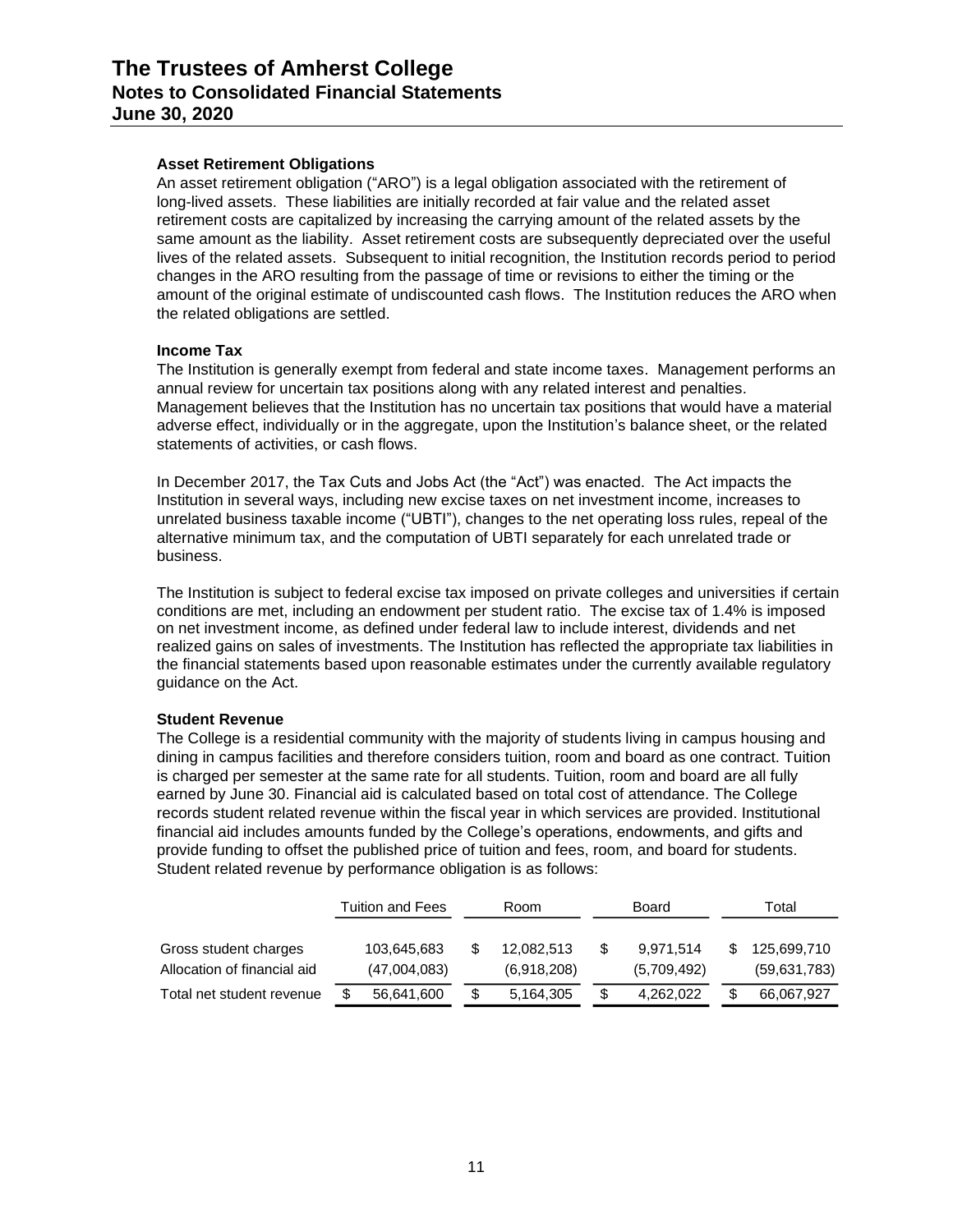### Asset Retirement Obligations

An asset retirement obligation ("ARO") is a legal obligation associated with the retirement of long-lived assets. These liabilities are initially recorded at fair value and the related asset retirement costs are capitalized by increasing the carrying amount of the related assets by the same amount as the liability. Asset retirement costs are subsequently depreciated over the useful lives of the related assets. Subsequent to initial recognition, the Institution records period to period changes in the ARO resulting from the passage of time or revisions to either the timing or the amount of the original estimate of undiscounted cash flows. The Institution reduces the ARO when the related obligations are settled.

### Income Tax

The Institution is generally exempt from federal and state income taxes. Management performs an annual review for uncertain tax positions along with any related interest and penalties. Management believes that the Institution has no uncertain tax positions that would have a material adverse effect, individually or in the aggregate, upon the Institution's balance sheet, or the related statements of activities, or cash flows.

In December 2017, the Tax Cuts and Jobs Act (the "Act") was enacted. The Act impacts the Institution in several ways, including new excise taxes on net investment income, increases to unrelated business taxable income ("UBTI"), changes to the net operating loss rules, repeal of the alternative minimum tax, and the computation of UBTI separately for each unrelated trade or business.

The Institution is subject to federal excise tax imposed on private colleges and universities if certain conditions are met, including an endowment per student ratio. The excise tax of 1.4% is imposed on net investment income, as defined under federal law to include interest, dividends and net realized gains on sales of investments. The Institution has reflected the appropriate tax liabilities in the financial statements based upon reasonable estimates under the currently available regulatory guidance on the Act.

### Student Revenue

The College is a residential community with the majority of students living in campus housing and dining in campus facilities and therefore considers tuition, room and board as one contract. Tuition is charged per semester at the same rate for all students. Tuition, room and board are all fully earned by June 30. Financial aid is calculated based on total cost of attendance. The College records student related revenue within the fiscal year in which services are provided. Institutional financial aid includes amounts funded by the College's operations, endowments, and gifts and provide funding to offset the published price of tuition and fees, room, and board for students. Student related revenue by performance obligation is as follows:

| | Tuition and Fees | Room | Board | Total |
|---|---|---|---|---|
| Gross student charges | 103,645,683 | $ 12,082,513 | $ 9,971,514 | $ 125,699,710 |
| Allocation of financial aid | (47,004,083) | (6,918,208) | (5,709,492) | (59,631,783) |
| Total net student revenue | $ 56,641,600 | $ 5,164,305 | $ 4,262,022 | $ 66,067,927 |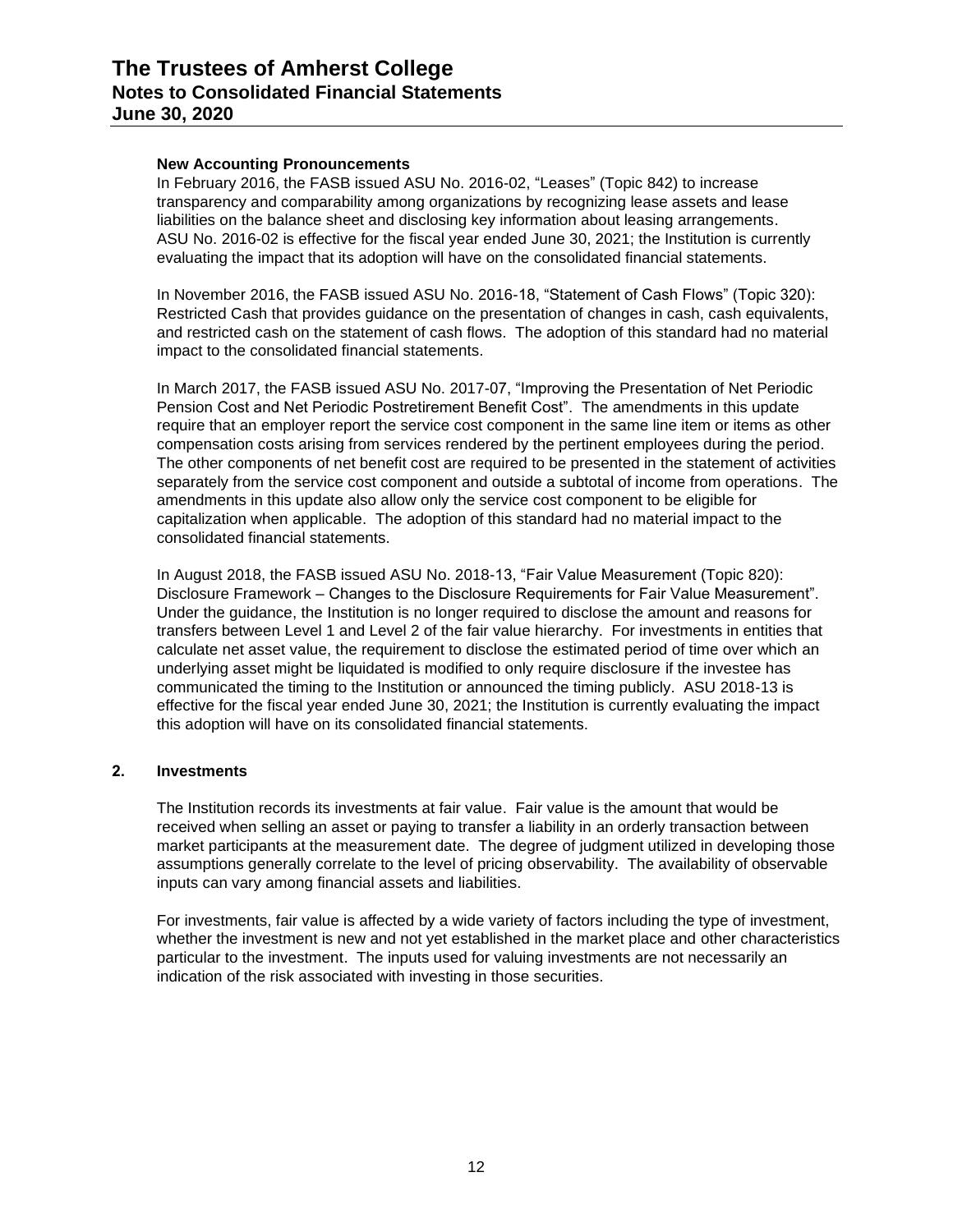### New Accounting Pronouncements

In February 2016, the FASB issued ASU No. 2016-02, "Leases" (Topic 842) to increase transparency and comparability among organizations by recognizing lease assets and lease liabilities on the balance sheet and disclosing key information about leasing arrangements. ASU No. 2016-02 is effective for the fiscal year ended June 30, 2021; the Institution is currently evaluating the impact that its adoption will have on the consolidated financial statements.

In November 2016, the FASB issued ASU No. 2016-18, "Statement of Cash Flows" (Topic 320): Restricted Cash that provides guidance on the presentation of changes in cash, cash equivalents, and restricted cash on the statement of cash flows. The adoption of this standard had no material impact to the consolidated financial statements.

In March 2017, the FASB issued ASU No. 2017-07, "Improving the Presentation of Net Periodic Pension Cost and Net Periodic Postretirement Benefit Cost". The amendments in this update require that an employer report the service cost component in the same line item or items as other compensation costs arising from services rendered by the pertinent employees during the period. The other components of net benefit cost are required to be presented in the statement of activities separately from the service cost component and outside a subtotal of income from operations. The amendments in this update also allow only the service cost component to be eligible for capitalization when applicable. The adoption of this standard had no material impact to the consolidated financial statements.

In August 2018, the FASB issued ASU No. 2018-13, "Fair Value Measurement (Topic 820): Disclosure Framework – Changes to the Disclosure Requirements for Fair Value Measurement". Under the guidance, the Institution is no longer required to disclose the amount and reasons for transfers between Level 1 and Level 2 of the fair value hierarchy. For investments in entities that calculate net asset value, the requirement to disclose the estimated period of time over which an underlying asset might be liquidated is modified to only require disclosure if the investee has communicated the timing to the Institution or announced the timing publicly. ASU 2018-13 is effective for the fiscal year ended June 30, 2021; the Institution is currently evaluating the impact this adoption will have on its consolidated financial statements.

## 2. Investments

The Institution records its investments at fair value. Fair value is the amount that would be received when selling an asset or paying to transfer a liability in an orderly transaction between market participants at the measurement date. The degree of judgment utilized in developing those assumptions generally correlate to the level of pricing observability. The availability of observable inputs can vary among financial assets and liabilities.

For investments, fair value is affected by a wide variety of factors including the type of investment, whether the investment is new and not yet established in the market place and other characteristics particular to the investment. The inputs used for valuing investments are not necessarily an indication of the risk associated with investing in those securities.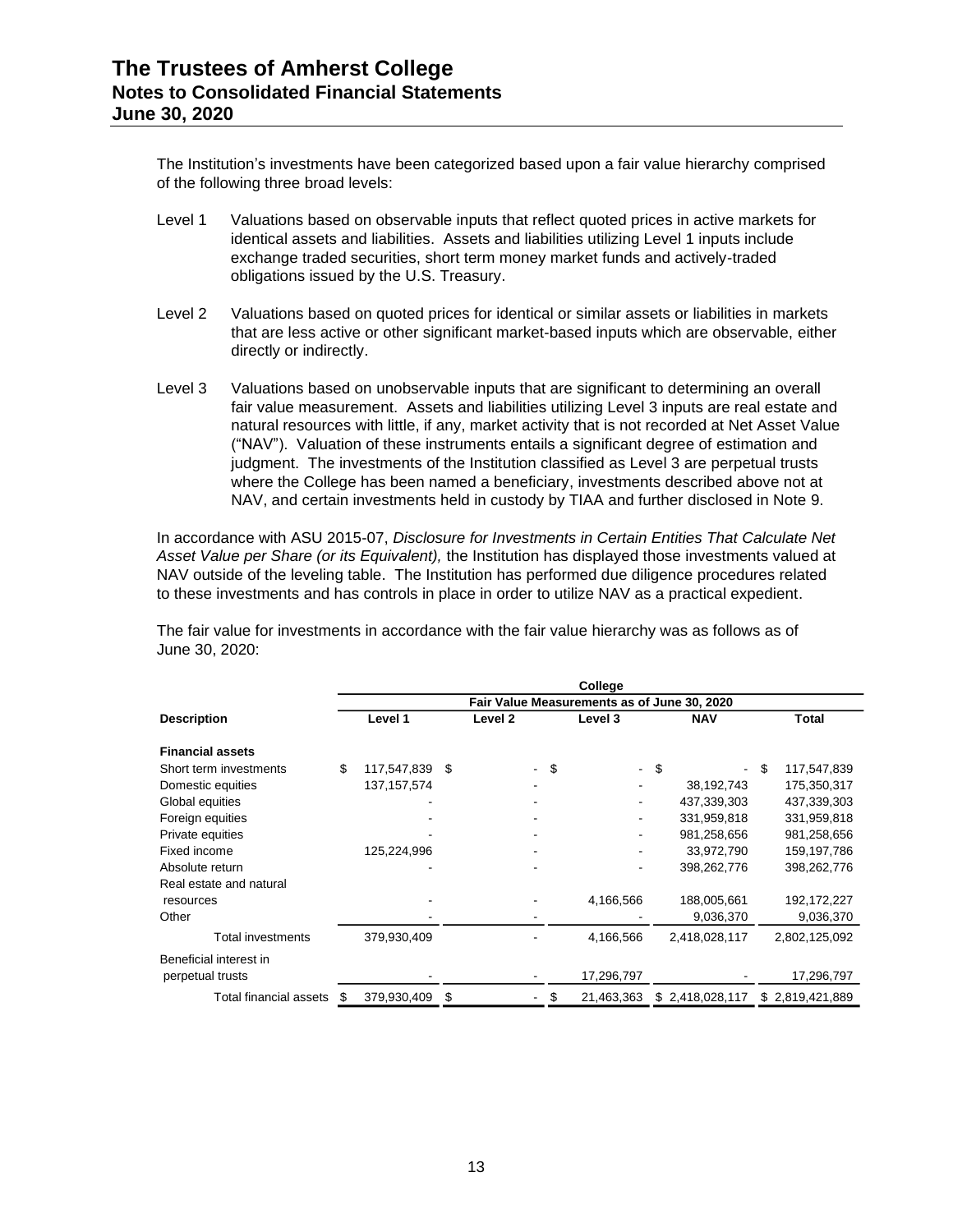The Institution's investments have been categorized based upon a fair value hierarchy comprised of the following three broad levels:

- Level 1 Valuations based on observable inputs that reflect quoted prices in active markets for identical assets and liabilities. Assets and liabilities utilizing Level 1 inputs include exchange traded securities, short term money market funds and actively-traded obligations issued by the U.S. Treasury.

- Level 2 Valuations based on quoted prices for identical or similar assets or liabilities in markets that are less active or other significant market-based inputs which are observable, either directly or indirectly.

- Level 3 Valuations based on unobservable inputs that are significant to determining an overall fair value measurement. Assets and liabilities utilizing Level 3 inputs are real estate and natural resources with little, if any, market activity that is not recorded at Net Asset Value ("NAV"). Valuation of these instruments entails a significant degree of estimation and judgment. The investments of the Institution classified as Level 3 are perpetual trusts where the College has been named a beneficiary, investments described above not at NAV, and certain investments held in custody by TIAA and further disclosed in Note 9.

In accordance with ASU 2015-07, *Disclosure for Investments in Certain Entities That Calculate Net Asset Value per Share (or its Equivalent),* the Institution has displayed those investments valued at NAV outside of the leveling table. The Institution has performed due diligence procedures related to these investments and has controls in place in order to utilize NAV as a practical expedient.

The fair value for investments in accordance with the fair value hierarchy was as follows as of June 30, 2020:

| | College | | | | |
|---|---|---|---|---|---|
| | Fair Value Measurements as of June 30, 2020 | | | | |
| **Description** | **Level 1** | **Level 2** | **Level 3** | **NAV** | **Total** |
| **Financial assets** | | | | | |
| Short term investments | $ 117,547,839 | $ - | $ - | $ - | $ 117,547,839 |
| Domestic equities | 137,157,574 | - | - | 38,192,743 | 175,350,317 |
| Global equities | - | - | - | 437,339,303 | 437,339,303 |
| Foreign equities | - | - | - | 331,959,818 | 331,959,818 |
| Private equities | - | - | - | 981,258,656 | 981,258,656 |
| Fixed income | 125,224,996 | - | - | 33,972,790 | 159,197,786 |
| Absolute return | - | - | - | 398,262,776 | 398,262,776 |
| Real estate and natural resources | - | - | 4,166,566 | 188,005,661 | 192,172,227 |
| Other | - | - | - | 9,036,370 | 9,036,370 |
| Total investments | 379,930,409 | - | 4,166,566 | 2,418,028,117 | 2,802,125,092 |
| Beneficial interest in perpetual trusts | - | - | 17,296,797 | - | 17,296,797 |
| Total financial assets | $ 379,930,409 | $ - | $ 21,463,363 | $ 2,418,028,117 | $ 2,819,421,889 |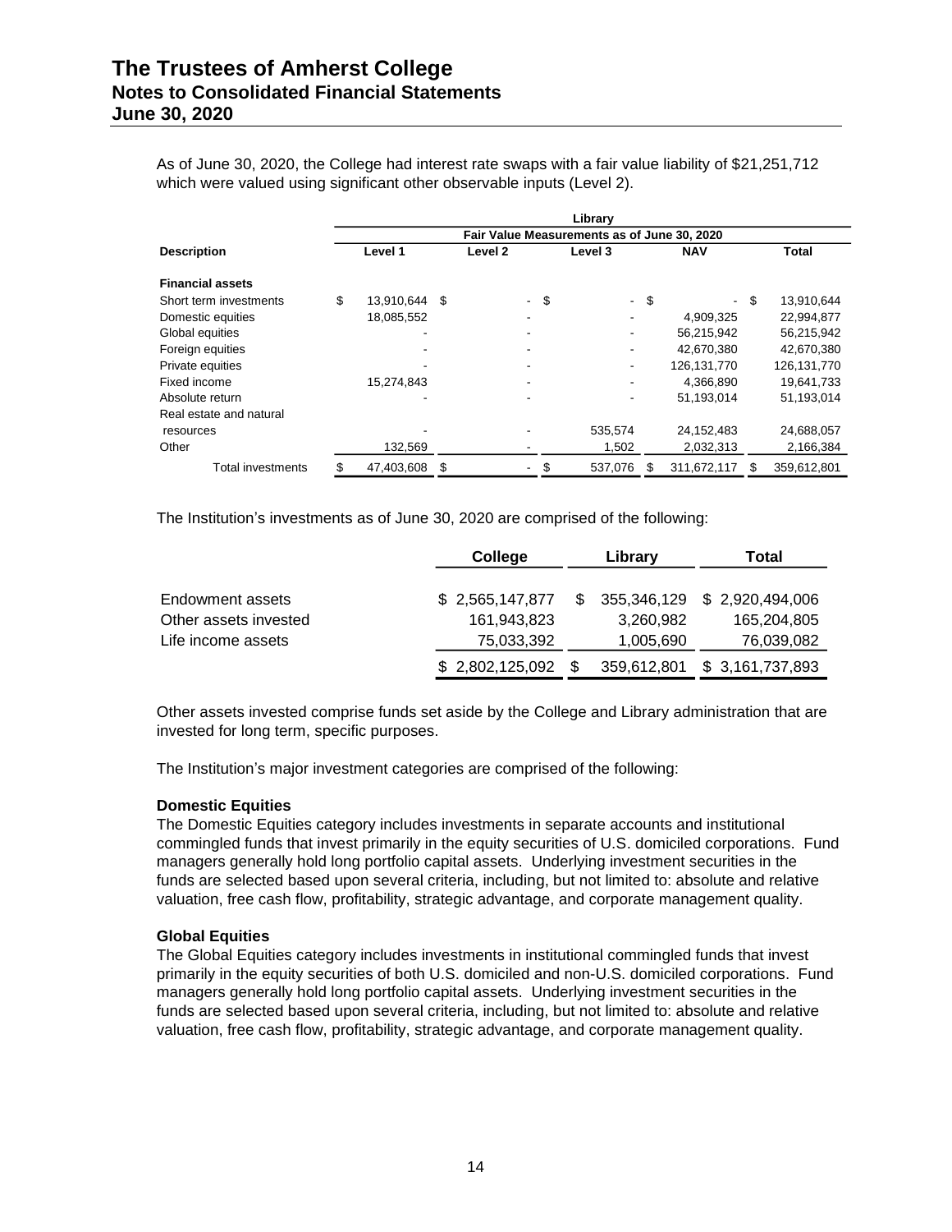As of June 30, 2020, the College had interest rate swaps with a fair value liability of $21,251,712 which were valued using significant other observable inputs (Level 2).

| | Library | | | | |
|---|---|---|---|---|---|
| | Fair Value Measurements as of June 30, 2020 | | | | |
| **Description** | **Level 1** | **Level 2** | **Level 3** | **NAV** | **Total** |
| **Financial assets** | | | | | |
| Short term investments | $ 13,910,644 | $ - | $ - | $ - | $ 13,910,644 |
| Domestic equities | 18,085,552 | - | - | 4,909,325 | 22,994,877 |
| Global equities | - | - | - | 56,215,942 | 56,215,942 |
| Foreign equities | - | - | - | 42,670,380 | 42,670,380 |
| Private equities | - | - | - | 126,131,770 | 126,131,770 |
| Fixed income | 15,274,843 | - | - | 4,366,890 | 19,641,733 |
| Absolute return | - | - | - | 51,193,014 | 51,193,014 |
| Real estate and natural resources | - | - | 535,574 | 24,152,483 | 24,688,057 |
| Other | 132,569 | - | 1,502 | 2,032,313 | 2,166,384 |
| Total investments | $ 47,403,608 | $ - | $ 537,076 | $ 311,672,117 | $ 359,612,801 |

The Institution's investments as of June 30, 2020 are comprised of the following:

| | College | Library | Total |
|---|---|---|---|
| Endowment assets | $ 2,565,147,877 | $ 355,346,129 | $ 2,920,494,006 |
| Other assets invested | 161,943,823 | 3,260,982 | 165,204,805 |
| Life income assets | 75,033,392 | 1,005,690 | 76,039,082 |
| | $ 2,802,125,092 | $ 359,612,801 | $ 3,161,737,893 |

Other assets invested comprise funds set aside by the College and Library administration that are invested for long term, specific purposes.

The Institution's major investment categories are comprised of the following:

**Domestic Equities**
The Domestic Equities category includes investments in separate accounts and institutional commingled funds that invest primarily in the equity securities of U.S. domiciled corporations. Fund managers generally hold long portfolio capital assets. Underlying investment securities in the funds are selected based upon several criteria, including, but not limited to: absolute and relative valuation, free cash flow, profitability, strategic advantage, and corporate management quality.

**Global Equities**
The Global Equities category includes investments in institutional commingled funds that invest primarily in the equity securities of both U.S. domiciled and non-U.S. domiciled corporations. Fund managers generally hold long portfolio capital assets. Underlying investment securities in the funds are selected based upon several criteria, including, but not limited to: absolute and relative valuation, free cash flow, profitability, strategic advantage, and corporate management quality.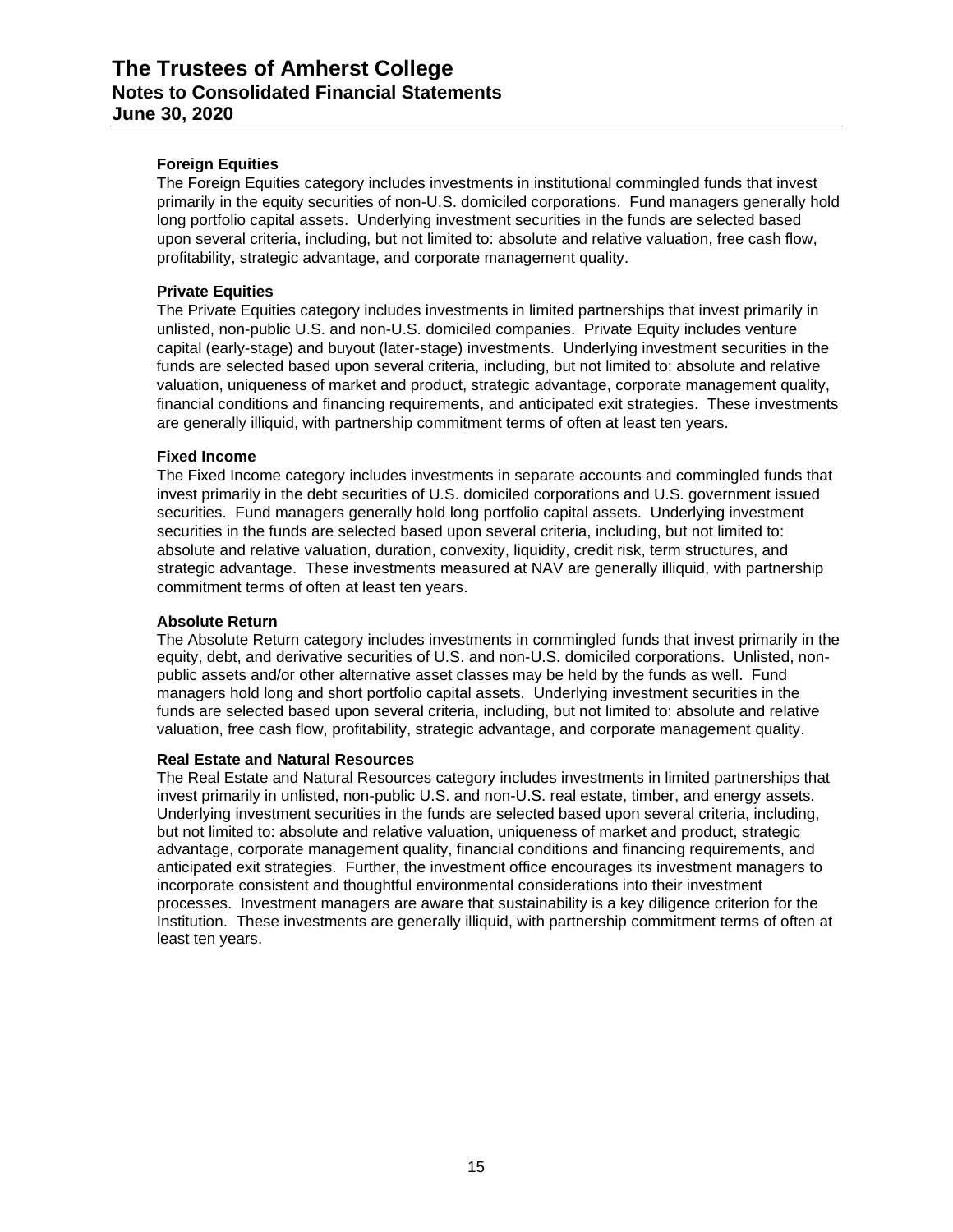**Foreign Equities**

The Foreign Equities category includes investments in institutional commingled funds that invest primarily in the equity securities of non-U.S. domiciled corporations. Fund managers generally hold long portfolio capital assets. Underlying investment securities in the funds are selected based upon several criteria, including, but not limited to: absolute and relative valuation, free cash flow, profitability, strategic advantage, and corporate management quality.

**Private Equities**

The Private Equities category includes investments in limited partnerships that invest primarily in unlisted, non-public U.S. and non-U.S. domiciled companies. Private Equity includes venture capital (early-stage) and buyout (later-stage) investments. Underlying investment securities in the funds are selected based upon several criteria, including, but not limited to: absolute and relative valuation, uniqueness of market and product, strategic advantage, corporate management quality, financial conditions and financing requirements, and anticipated exit strategies. These investments are generally illiquid, with partnership commitment terms of often at least ten years.

**Fixed Income**

The Fixed Income category includes investments in separate accounts and commingled funds that invest primarily in the debt securities of U.S. domiciled corporations and U.S. government issued securities. Fund managers generally hold long portfolio capital assets. Underlying investment securities in the funds are selected based upon several criteria, including, but not limited to: absolute and relative valuation, duration, convexity, liquidity, credit risk, term structures, and strategic advantage. These investments measured at NAV are generally illiquid, with partnership commitment terms of often at least ten years.

**Absolute Return**

The Absolute Return category includes investments in commingled funds that invest primarily in the equity, debt, and derivative securities of U.S. and non-U.S. domiciled corporations. Unlisted, non-public assets and/or other alternative asset classes may be held by the funds as well. Fund managers hold long and short portfolio capital assets. Underlying investment securities in the funds are selected based upon several criteria, including, but not limited to: absolute and relative valuation, free cash flow, profitability, strategic advantage, and corporate management quality.

**Real Estate and Natural Resources**

The Real Estate and Natural Resources category includes investments in limited partnerships that invest primarily in unlisted, non-public U.S. and non-U.S. real estate, timber, and energy assets. Underlying investment securities in the funds are selected based upon several criteria, including, but not limited to: absolute and relative valuation, uniqueness of market and product, strategic advantage, corporate management quality, financial conditions and financing requirements, and anticipated exit strategies. Further, the investment office encourages its investment managers to incorporate consistent and thoughtful environmental considerations into their investment processes. Investment managers are aware that sustainability is a key diligence criterion for the Institution. These investments are generally illiquid, with partnership commitment terms of often at least ten years.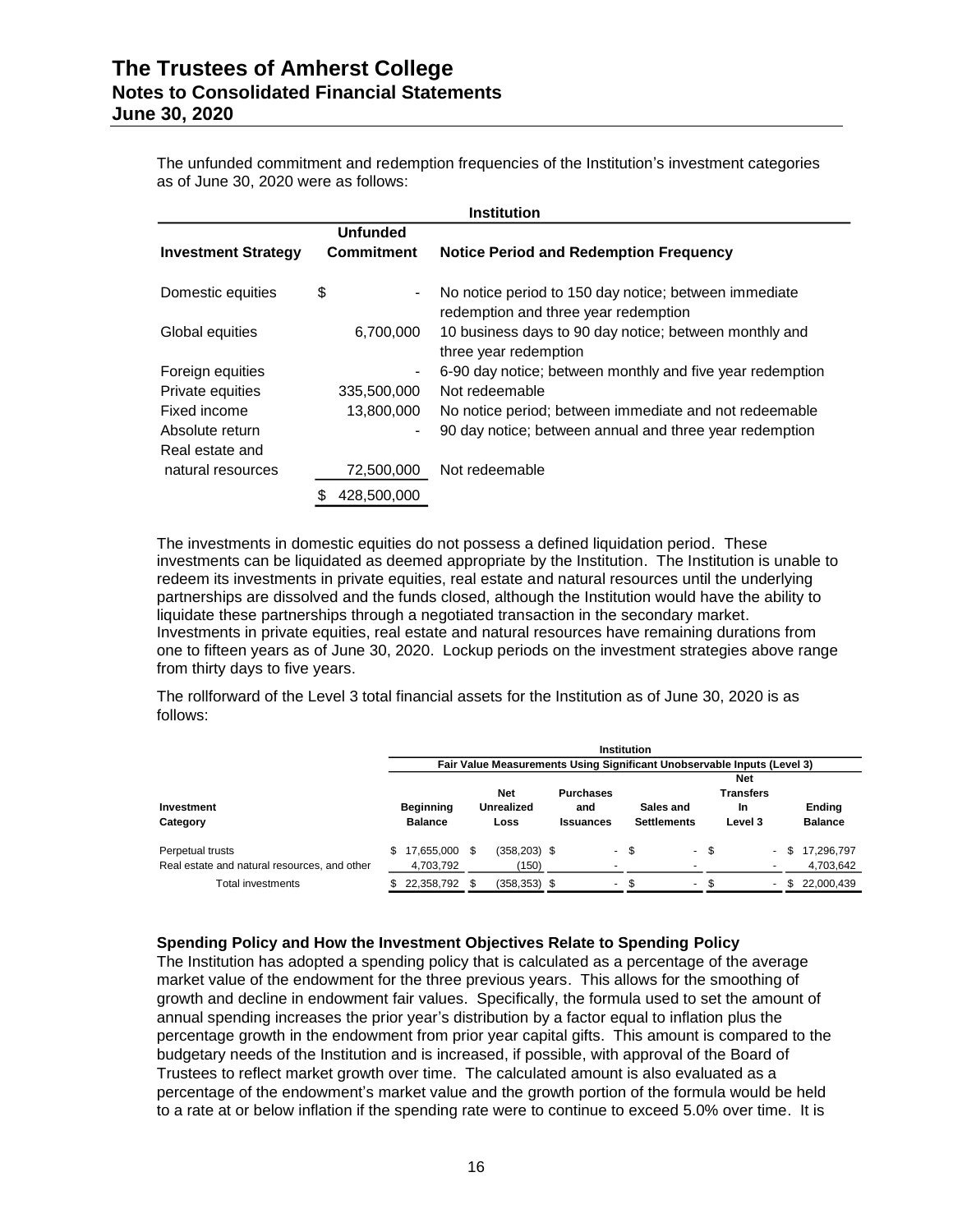The unfunded commitment and redemption frequencies of the Institution's investment categories as of June 30, 2020 were as follows:

| Institution | | |
|---|---|---|
| **Investment Strategy** | **Unfunded Commitment** | **Notice Period and Redemption Frequency** |
| Domestic equities | $ - | No notice period to 150 day notice; between immediate redemption and three year redemption |
| Global equities | 6,700,000 | 10 business days to 90 day notice; between monthly and three year redemption |
| Foreign equities | - | 6-90 day notice; between monthly and five year redemption |
| Private equities | 335,500,000 | Not redeemable |
| Fixed income | 13,800,000 | No notice period; between immediate and not redeemable |
| Absolute return | - | 90 day notice; between annual and three year redemption |
| Real estate and natural resources | 72,500,000 | Not redeemable |
| | $ 428,500,000 | |

The investments in domestic equities do not possess a defined liquidation period. These investments can be liquidated as deemed appropriate by the Institution. The Institution is unable to redeem its investments in private equities, real estate and natural resources until the underlying partnerships are dissolved and the funds closed, although the Institution would have the ability to liquidate these partnerships through a negotiated transaction in the secondary market. Investments in private equities, real estate and natural resources have remaining durations from one to fifteen years as of June 30, 2020. Lockup periods on the investment strategies above range from thirty days to five years.

The rollforward of the Level 3 total financial assets for the Institution as of June 30, 2020 is as follows:

| | Institution | | | | | |
|---|---|---|---|---|---|---|
| | Fair Value Measurements Using Significant Unobservable Inputs (Level 3) | | | | | |
| **Investment Category** | **Beginning Balance** | **Net Unrealized Loss** | **Purchases and Issuances** | **Sales and Settlements** | **Net Transfers In Level 3** | **Ending Balance** |
| Perpetual trusts | $ 17,655,000 | $ (358,203) | $ - | $ - | $ - | $ 17,296,797 |
| Real estate and natural resources, and other | 4,703,792 | (150) | - | - | - | 4,703,642 |
| Total investments | $ 22,358,792 | $ (358,353) | $ - | $ - | $ - | $ 22,000,439 |

**Spending Policy and How the Investment Objectives Relate to Spending Policy**

The Institution has adopted a spending policy that is calculated as a percentage of the average market value of the endowment for the three previous years. This allows for the smoothing of growth and decline in endowment fair values. Specifically, the formula used to set the amount of annual spending increases the prior year's distribution by a factor equal to inflation plus the percentage growth in the endowment from prior year capital gifts. This amount is compared to the budgetary needs of the Institution and is increased, if possible, with approval of the Board of Trustees to reflect market growth over time. The calculated amount is also evaluated as a percentage of the endowment's market value and the growth portion of the formula would be held to a rate at or below inflation if the spending rate were to continue to exceed 5.0% over time. It is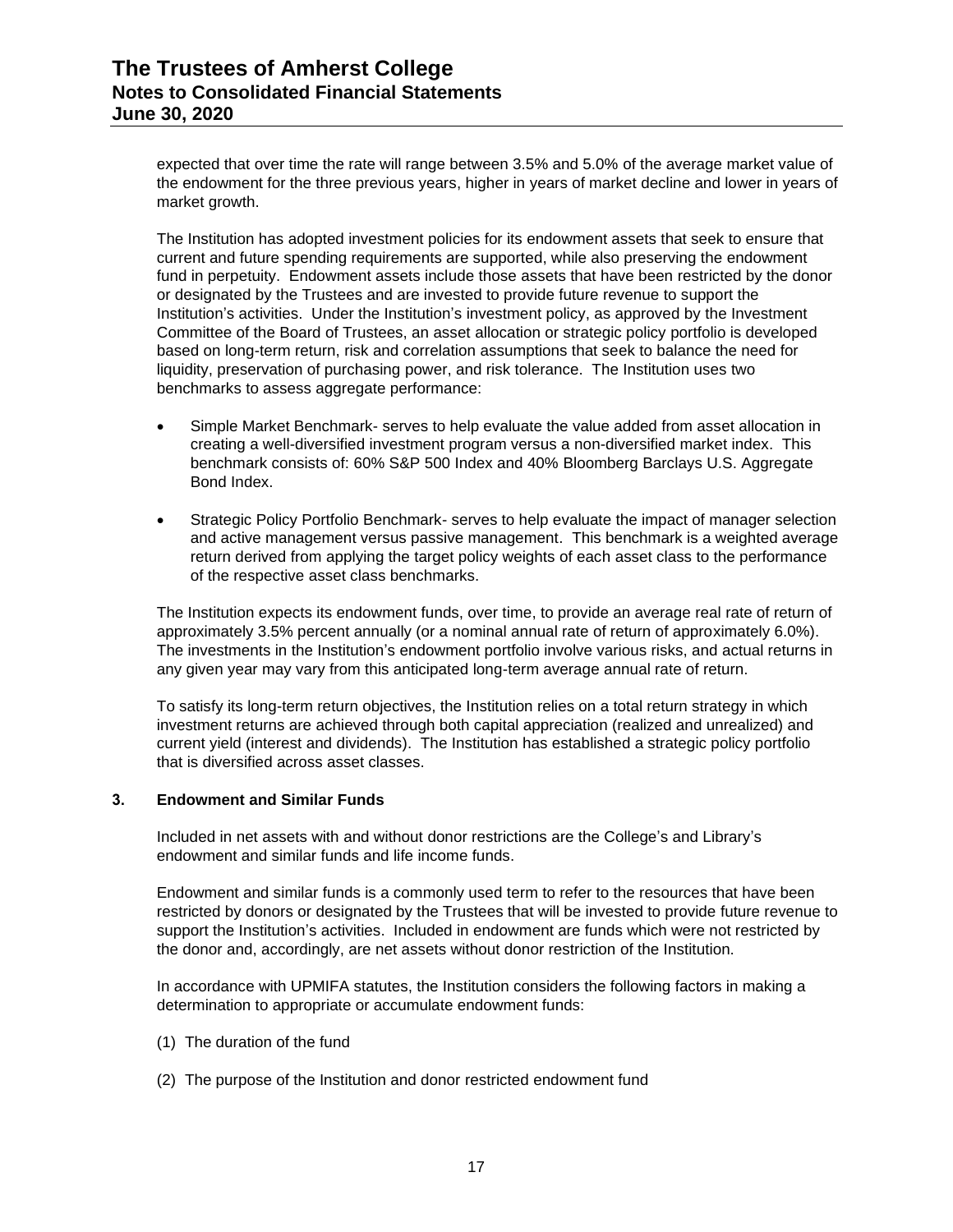expected that over time the rate will range between 3.5% and 5.0% of the average market value of the endowment for the three previous years, higher in years of market decline and lower in years of market growth.

The Institution has adopted investment policies for its endowment assets that seek to ensure that current and future spending requirements are supported, while also preserving the endowment fund in perpetuity. Endowment assets include those assets that have been restricted by the donor or designated by the Trustees and are invested to provide future revenue to support the Institution's activities. Under the Institution's investment policy, as approved by the Investment Committee of the Board of Trustees, an asset allocation or strategic policy portfolio is developed based on long-term return, risk and correlation assumptions that seek to balance the need for liquidity, preservation of purchasing power, and risk tolerance. The Institution uses two benchmarks to assess aggregate performance:

- Simple Market Benchmark- serves to help evaluate the value added from asset allocation in creating a well-diversified investment program versus a non-diversified market index. This benchmark consists of: 60% S&P 500 Index and 40% Bloomberg Barclays U.S. Aggregate Bond Index.
- Strategic Policy Portfolio Benchmark- serves to help evaluate the impact of manager selection and active management versus passive management. This benchmark is a weighted average return derived from applying the target policy weights of each asset class to the performance of the respective asset class benchmarks.

The Institution expects its endowment funds, over time, to provide an average real rate of return of approximately 3.5% percent annually (or a nominal annual rate of return of approximately 6.0%). The investments in the Institution's endowment portfolio involve various risks, and actual returns in any given year may vary from this anticipated long-term average annual rate of return.

To satisfy its long-term return objectives, the Institution relies on a total return strategy in which investment returns are achieved through both capital appreciation (realized and unrealized) and current yield (interest and dividends). The Institution has established a strategic policy portfolio that is diversified across asset classes.

## 3. Endowment and Similar Funds

Included in net assets with and without donor restrictions are the College's and Library's endowment and similar funds and life income funds.

Endowment and similar funds is a commonly used term to refer to the resources that have been restricted by donors or designated by the Trustees that will be invested to provide future revenue to support the Institution's activities. Included in endowment are funds which were not restricted by the donor and, accordingly, are net assets without donor restriction of the Institution.

In accordance with UPMIFA statutes, the Institution considers the following factors in making a determination to appropriate or accumulate endowment funds:

(1) The duration of the fund

(2) The purpose of the Institution and donor restricted endowment fund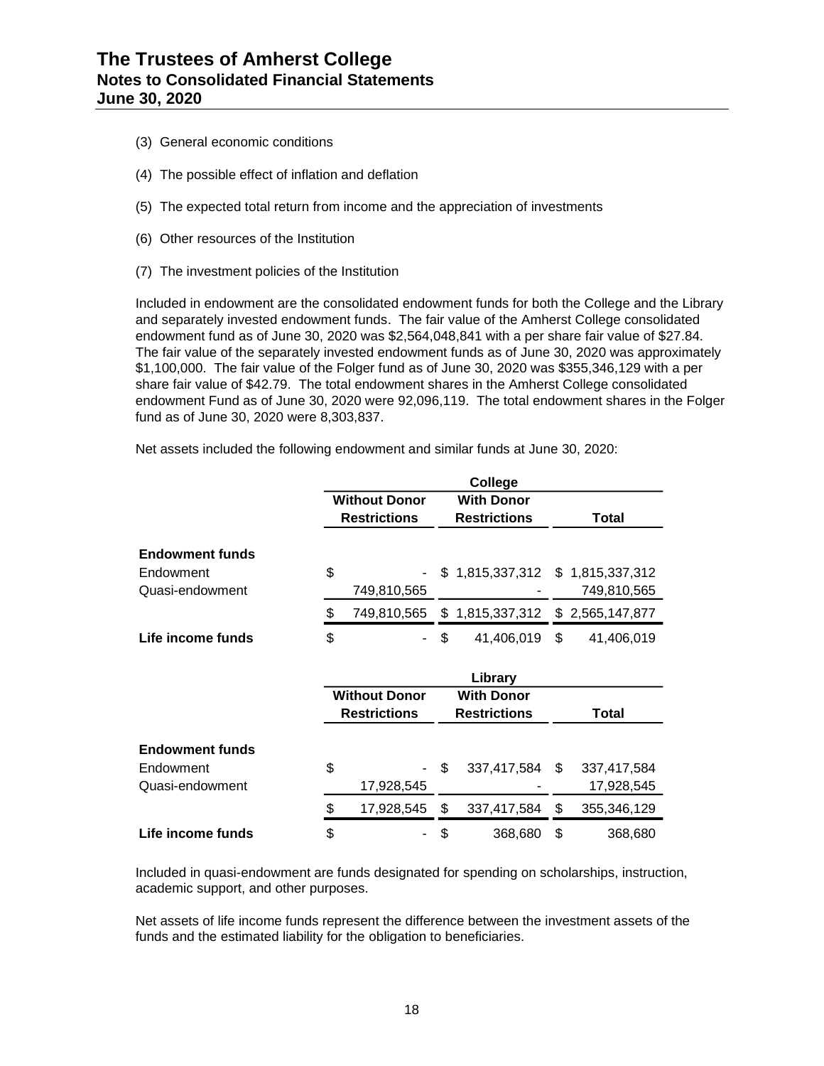(3) General economic conditions

(4) The possible effect of inflation and deflation

(5) The expected total return from income and the appreciation of investments

(6) Other resources of the Institution

(7) The investment policies of the Institution

Included in endowment are the consolidated endowment funds for both the College and the Library and separately invested endowment funds. The fair value of the Amherst College consolidated endowment fund as of June 30, 2020 was $2,564,048,841 with a per share fair value of $27.84. The fair value of the separately invested endowment funds as of June 30, 2020 was approximately $1,100,000. The fair value of the Folger fund as of June 30, 2020 was $355,346,129 with a per share fair value of $42.79. The total endowment shares in the Amherst College consolidated endowment Fund as of June 30, 2020 were 92,096,119. The total endowment shares in the Folger fund as of June 30, 2020 were 8,303,837.

Net assets included the following endowment and similar funds at June 30, 2020:

| | College | | |
|---|---|---|---|
| | **Without Donor Restrictions** | **With Donor Restrictions** | **Total** |
| **Endowment funds** | | | |
| Endowment | $ - | $ 1,815,337,312 | $ 1,815,337,312 |
| Quasi-endowment | 749,810,565 | - | 749,810,565 |
| | $ 749,810,565 | $ 1,815,337,312 | $ 2,565,147,877 |
| **Life income funds** | $ - | $ 41,406,019 | $ 41,406,019 |

| | Library | | |
|---|---|---|---|
| | **Without Donor Restrictions** | **With Donor Restrictions** | **Total** |
| **Endowment funds** | | | |
| Endowment | $ - | $ 337,417,584 | $ 337,417,584 |
| Quasi-endowment | 17,928,545 | - | 17,928,545 |
| | $ 17,928,545 | $ 337,417,584 | $ 355,346,129 |
| **Life income funds** | $ - | $ 368,680 | $ 368,680 |

Included in quasi-endowment are funds designated for spending on scholarships, instruction, academic support, and other purposes.

Net assets of life income funds represent the difference between the investment assets of the funds and the estimated liability for the obligation to beneficiaries.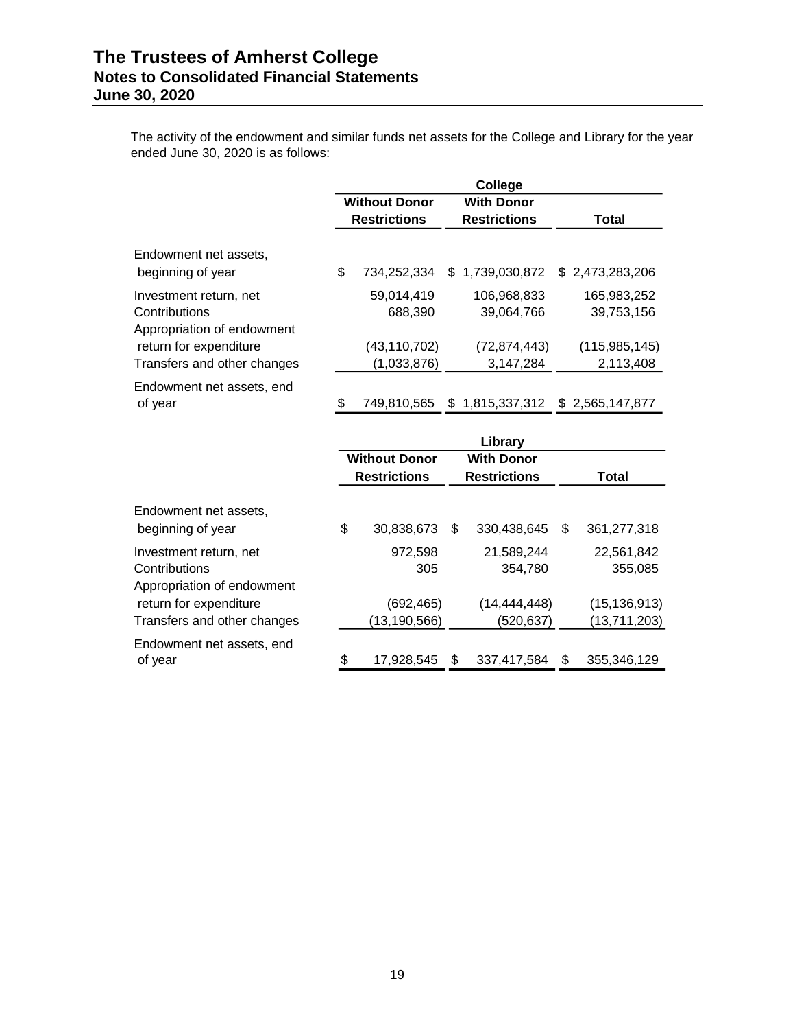The activity of the endowment and similar funds net assets for the College and Library for the year ended June 30, 2020 is as follows:

| | College | | |
|---|---|---|---|
| | Without Donor Restrictions | With Donor Restrictions | Total |
| Endowment net assets, beginning of year | $ 734,252,334 | $ 1,739,030,872 | $ 2,473,283,206 |
| Investment return, net | 59,014,419 | 106,968,833 | 165,983,252 |
| Contributions | 688,390 | 39,064,766 | 39,753,156 |
| Appropriation of endowment return for expenditure | (43,110,702) | (72,874,443) | (115,985,145) |
| Transfers and other changes | (1,033,876) | 3,147,284 | 2,113,408 |
| Endowment net assets, end of year | $ 749,810,565 | $ 1,815,337,312 | $ 2,565,147,877 |

| | Library | | |
|---|---|---|---|
| | Without Donor Restrictions | With Donor Restrictions | Total |
| Endowment net assets, beginning of year | $ 30,838,673 | $ 330,438,645 | $ 361,277,318 |
| Investment return, net | 972,598 | 21,589,244 | 22,561,842 |
| Contributions | 305 | 354,780 | 355,085 |
| Appropriation of endowment return for expenditure | (692,465) | (14,444,448) | (15,136,913) |
| Transfers and other changes | (13,190,566) | (520,637) | (13,711,203) |
| Endowment net assets, end of year | $ 17,928,545 | $ 337,417,584 | $ 355,346,129 |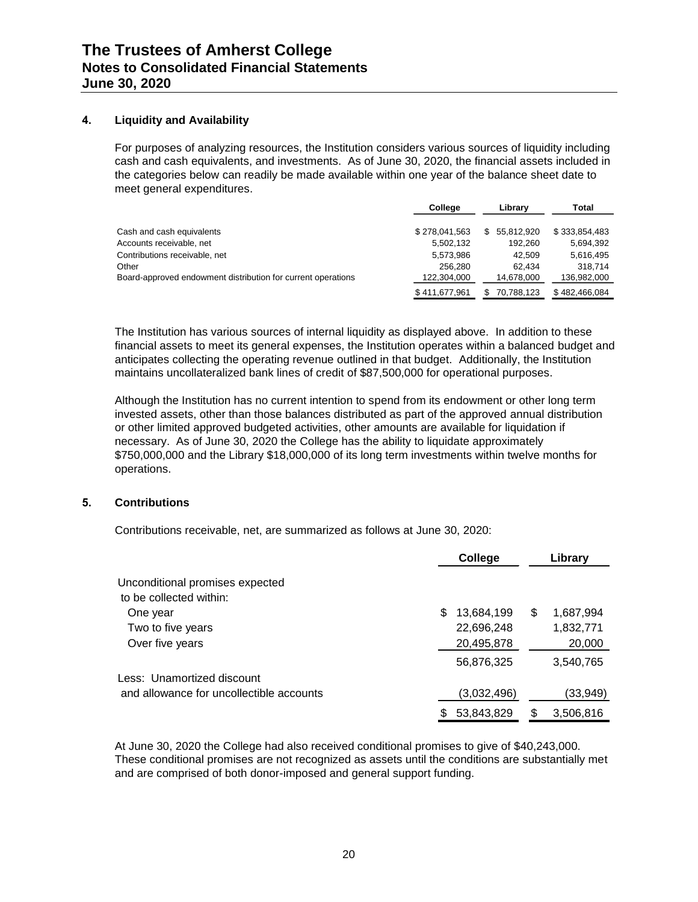## 4. Liquidity and Availability

For purposes of analyzing resources, the Institution considers various sources of liquidity including cash and cash equivalents, and investments. As of June 30, 2020, the financial assets included in the categories below can readily be made available within one year of the balance sheet date to meet general expenditures.

| | College | Library | Total |
|---|---|---|---|
| Cash and cash equivalents | $ 278,041,563 | $ 55,812,920 | $ 333,854,483 |
| Accounts receivable, net | 5,502,132 | 192,260 | 5,694,392 |
| Contributions receivable, net | 5,573,986 | 42,509 | 5,616,495 |
| Other | 256,280 | 62,434 | 318,714 |
| Board-approved endowment distribution for current operations | 122,304,000 | 14,678,000 | 136,982,000 |
| | $ 411,677,961 | $ 70,788,123 | $ 482,466,084 |

The Institution has various sources of internal liquidity as displayed above. In addition to these financial assets to meet its general expenses, the Institution operates within a balanced budget and anticipates collecting the operating revenue outlined in that budget. Additionally, the Institution maintains uncollateralized bank lines of credit of $87,500,000 for operational purposes.

Although the Institution has no current intention to spend from its endowment or other long term invested assets, other than those balances distributed as part of the approved annual distribution or other limited approved budgeted activities, other amounts are available for liquidation if necessary. As of June 30, 2020 the College has the ability to liquidate approximately $750,000,000 and the Library $18,000,000 of its long term investments within twelve months for operations.

## 5. Contributions

Contributions receivable, net, are summarized as follows at June 30, 2020:

| | College | Library |
|---|---|---|
| Unconditional promises expected to be collected within: | | |
| One year | $ 13,684,199 | $ 1,687,994 |
| Two to five years | 22,696,248 | 1,832,771 |
| Over five years | 20,495,878 | 20,000 |
| | 56,876,325 | 3,540,765 |
| Less: Unamortized discount and allowance for uncollectible accounts | (3,032,496) | (33,949) |
| | $ 53,843,829 | $ 3,506,816 |

At June 30, 2020 the College had also received conditional promises to give of $40,243,000. These conditional promises are not recognized as assets until the conditions are substantially met and are comprised of both donor-imposed and general support funding.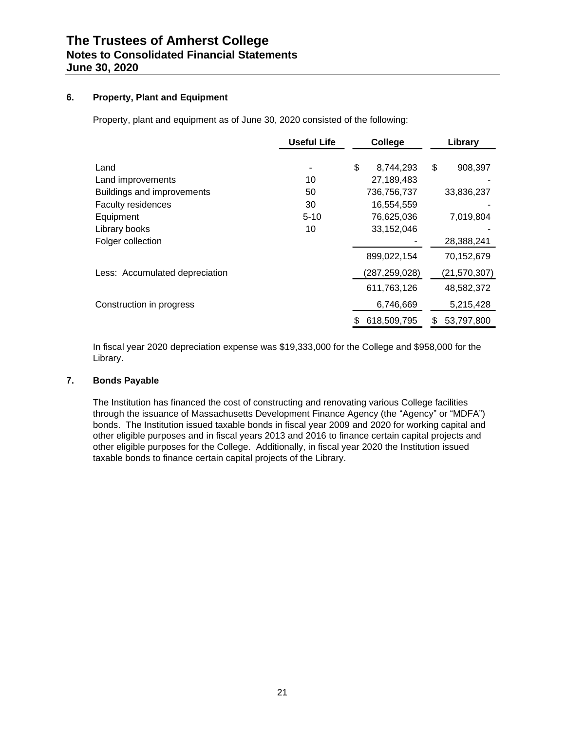## 6. Property, Plant and Equipment

Property, plant and equipment as of June 30, 2020 consisted of the following:

| | Useful Life | College | Library |
|---|---|---|---|
| Land | - | $ 8,744,293 | $ 908,397 |
| Land improvements | 10 | 27,189,483 | - |
| Buildings and improvements | 50 | 736,756,737 | 33,836,237 |
| Faculty residences | 30 | 16,554,559 | - |
| Equipment | 5-10 | 76,625,036 | 7,019,804 |
| Library books | 10 | 33,152,046 | - |
| Folger collection | | - | 28,388,241 |
| | | 899,022,154 | 70,152,679 |
| Less: Accumulated depreciation | | (287,259,028) | (21,570,307) |
| | | 611,763,126 | 48,582,372 |
| Construction in progress | | 6,746,669 | 5,215,428 |
| | | $ 618,509,795 | $ 53,797,800 |

In fiscal year 2020 depreciation expense was $19,333,000 for the College and $958,000 for the Library.

## 7. Bonds Payable

The Institution has financed the cost of constructing and renovating various College facilities through the issuance of Massachusetts Development Finance Agency (the "Agency" or "MDFA") bonds. The Institution issued taxable bonds in fiscal year 2009 and 2020 for working capital and other eligible purposes and in fiscal years 2013 and 2016 to finance certain capital projects and other eligible purposes for the College. Additionally, in fiscal year 2020 the Institution issued taxable bonds to finance certain capital projects of the Library.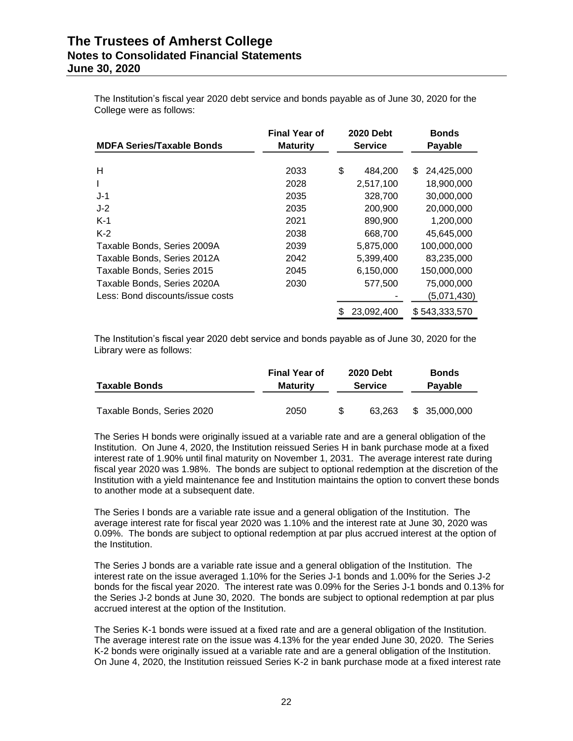The Institution's fiscal year 2020 debt service and bonds payable as of June 30, 2020 for the College were as follows:

| MDFA Series/Taxable Bonds | Final Year of Maturity | 2020 Debt Service | Bonds Payable |
|---|---|---|---|
| H | 2033 | $ 484,200 | $ 24,425,000 |
| I | 2028 | 2,517,100 | 18,900,000 |
| J-1 | 2035 | 328,700 | 30,000,000 |
| J-2 | 2035 | 200,900 | 20,000,000 |
| K-1 | 2021 | 890,900 | 1,200,000 |
| K-2 | 2038 | 668,700 | 45,645,000 |
| Taxable Bonds, Series 2009A | 2039 | 5,875,000 | 100,000,000 |
| Taxable Bonds, Series 2012A | 2042 | 5,399,400 | 83,235,000 |
| Taxable Bonds, Series 2015 | 2045 | 6,150,000 | 150,000,000 |
| Taxable Bonds, Series 2020A | 2030 | 577,500 | 75,000,000 |
| Less: Bond discounts/issue costs | | - | (5,071,430) |
| | | $ 23,092,400 | $ 543,333,570 |

The Institution's fiscal year 2020 debt service and bonds payable as of June 30, 2020 for the Library were as follows:

| Taxable Bonds | Final Year of Maturity | 2020 Debt Service | Bonds Payable |
|---|---|---|---|
| Taxable Bonds, Series 2020 | 2050 | $ 63,263 | $ 35,000,000 |

The Series H bonds were originally issued at a variable rate and are a general obligation of the Institution. On June 4, 2020, the Institution reissued Series H in bank purchase mode at a fixed interest rate of 1.90% until final maturity on November 1, 2031. The average interest rate during fiscal year 2020 was 1.98%. The bonds are subject to optional redemption at the discretion of the Institution with a yield maintenance fee and Institution maintains the option to convert these bonds to another mode at a subsequent date.

The Series I bonds are a variable rate issue and a general obligation of the Institution. The average interest rate for fiscal year 2020 was 1.10% and the interest rate at June 30, 2020 was 0.09%. The bonds are subject to optional redemption at par plus accrued interest at the option of the Institution.

The Series J bonds are a variable rate issue and a general obligation of the Institution. The interest rate on the issue averaged 1.10% for the Series J-1 bonds and 1.00% for the Series J-2 bonds for the fiscal year 2020. The interest rate was 0.09% for the Series J-1 bonds and 0.13% for the Series J-2 bonds at June 30, 2020. The bonds are subject to optional redemption at par plus accrued interest at the option of the Institution.

The Series K-1 bonds were issued at a fixed rate and are a general obligation of the Institution. The average interest rate on the issue was 4.13% for the year ended June 30, 2020. The Series K-2 bonds were originally issued at a variable rate and are a general obligation of the Institution. On June 4, 2020, the Institution reissued Series K-2 in bank purchase mode at a fixed interest rate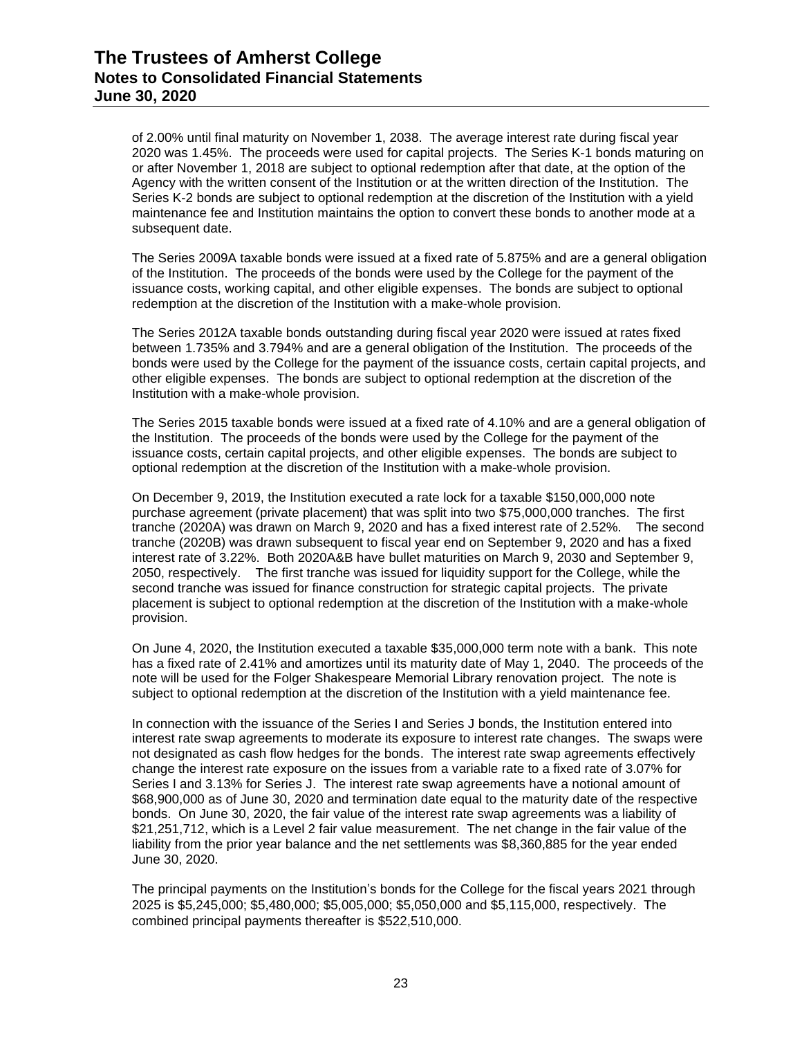of 2.00% until final maturity on November 1, 2038. The average interest rate during fiscal year 2020 was 1.45%. The proceeds were used for capital projects. The Series K-1 bonds maturing on or after November 1, 2018 are subject to optional redemption after that date, at the option of the Agency with the written consent of the Institution or at the written direction of the Institution. The Series K-2 bonds are subject to optional redemption at the discretion of the Institution with a yield maintenance fee and Institution maintains the option to convert these bonds to another mode at a subsequent date.

The Series 2009A taxable bonds were issued at a fixed rate of 5.875% and are a general obligation of the Institution. The proceeds of the bonds were used by the College for the payment of the issuance costs, working capital, and other eligible expenses. The bonds are subject to optional redemption at the discretion of the Institution with a make-whole provision.

The Series 2012A taxable bonds outstanding during fiscal year 2020 were issued at rates fixed between 1.735% and 3.794% and are a general obligation of the Institution. The proceeds of the bonds were used by the College for the payment of the issuance costs, certain capital projects, and other eligible expenses. The bonds are subject to optional redemption at the discretion of the Institution with a make-whole provision.

The Series 2015 taxable bonds were issued at a fixed rate of 4.10% and are a general obligation of the Institution. The proceeds of the bonds were used by the College for the payment of the issuance costs, certain capital projects, and other eligible expenses. The bonds are subject to optional redemption at the discretion of the Institution with a make-whole provision.

On December 9, 2019, the Institution executed a rate lock for a taxable $150,000,000 note purchase agreement (private placement) that was split into two $75,000,000 tranches. The first tranche (2020A) was drawn on March 9, 2020 and has a fixed interest rate of 2.52%. The second tranche (2020B) was drawn subsequent to fiscal year end on September 9, 2020 and has a fixed interest rate of 3.22%. Both 2020A&B have bullet maturities on March 9, 2030 and September 9, 2050, respectively. The first tranche was issued for liquidity support for the College, while the second tranche was issued for finance construction for strategic capital projects. The private placement is subject to optional redemption at the discretion of the Institution with a make-whole provision.

On June 4, 2020, the Institution executed a taxable $35,000,000 term note with a bank. This note has a fixed rate of 2.41% and amortizes until its maturity date of May 1, 2040. The proceeds of the note will be used for the Folger Shakespeare Memorial Library renovation project. The note is subject to optional redemption at the discretion of the Institution with a yield maintenance fee.

In connection with the issuance of the Series I and Series J bonds, the Institution entered into interest rate swap agreements to moderate its exposure to interest rate changes. The swaps were not designated as cash flow hedges for the bonds. The interest rate swap agreements effectively change the interest rate exposure on the issues from a variable rate to a fixed rate of 3.07% for Series I and 3.13% for Series J. The interest rate swap agreements have a notional amount of $68,900,000 as of June 30, 2020 and termination date equal to the maturity date of the respective bonds. On June 30, 2020, the fair value of the interest rate swap agreements was a liability of $21,251,712, which is a Level 2 fair value measurement. The net change in the fair value of the liability from the prior year balance and the net settlements was $8,360,885 for the year ended June 30, 2020.

The principal payments on the Institution's bonds for the College for the fiscal years 2021 through 2025 is $5,245,000; $5,480,000; $5,005,000; $5,050,000 and $5,115,000, respectively. The combined principal payments thereafter is $522,510,000.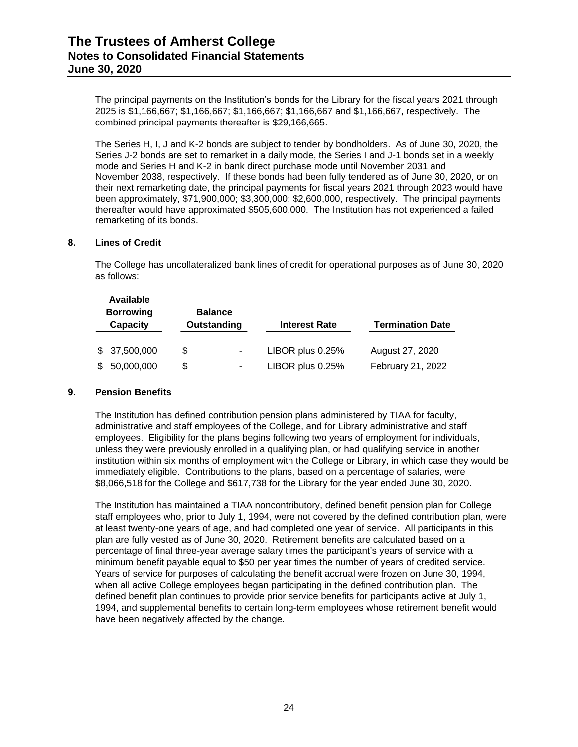The principal payments on the Institution's bonds for the Library for the fiscal years 2021 through 2025 is $1,166,667; $1,166,667; $1,166,667; $1,166,667 and $1,166,667, respectively. The combined principal payments thereafter is $29,166,665.

The Series H, I, J and K-2 bonds are subject to tender by bondholders. As of June 30, 2020, the Series J-2 bonds are set to remarket in a daily mode, the Series I and J-1 bonds set in a weekly mode and Series H and K-2 in bank direct purchase mode until November 2031 and November 2038, respectively. If these bonds had been fully tendered as of June 30, 2020, or on their next remarketing date, the principal payments for fiscal years 2021 through 2023 would have been approximately, $71,900,000; $3,300,000; $2,600,000, respectively. The principal payments thereafter would have approximated $505,600,000. The Institution has not experienced a failed remarketing of its bonds.

## 8. Lines of Credit

The College has uncollateralized bank lines of credit for operational purposes as of June 30, 2020 as follows:

| Available Borrowing Capacity | Balance Outstanding | Interest Rate | Termination Date |
|---|---|---|---|
| $ 37,500,000 | $ - | LIBOR plus 0.25% | August 27, 2020 |
| $ 50,000,000 | $ - | LIBOR plus 0.25% | February 21, 2022 |

## 9. Pension Benefits

The Institution has defined contribution pension plans administered by TIAA for faculty, administrative and staff employees of the College, and for Library administrative and staff employees. Eligibility for the plans begins following two years of employment for individuals, unless they were previously enrolled in a qualifying plan, or had qualifying service in another institution within six months of employment with the College or Library, in which case they would be immediately eligible. Contributions to the plans, based on a percentage of salaries, were $8,066,518 for the College and $617,738 for the Library for the year ended June 30, 2020.

The Institution has maintained a TIAA noncontributory, defined benefit pension plan for College staff employees who, prior to July 1, 1994, were not covered by the defined contribution plan, were at least twenty-one years of age, and had completed one year of service. All participants in this plan are fully vested as of June 30, 2020. Retirement benefits are calculated based on a percentage of final three-year average salary times the participant's years of service with a minimum benefit payable equal to $50 per year times the number of years of credited service. Years of service for purposes of calculating the benefit accrual were frozen on June 30, 1994, when all active College employees began participating in the defined contribution plan. The defined benefit plan continues to provide prior service benefits for participants active at July 1, 1994, and supplemental benefits to certain long-term employees whose retirement benefit would have been negatively affected by the change.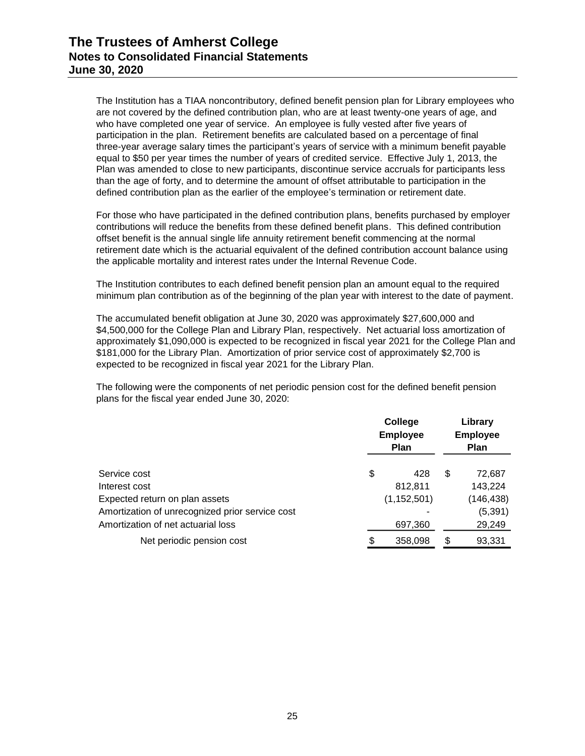The Institution has a TIAA noncontributory, defined benefit pension plan for Library employees who are not covered by the defined contribution plan, who are at least twenty-one years of age, and who have completed one year of service. An employee is fully vested after five years of participation in the plan. Retirement benefits are calculated based on a percentage of final three-year average salary times the participant's years of service with a minimum benefit payable equal to \$50 per year times the number of years of credited service. Effective July 1, 2013, the Plan was amended to close to new participants, discontinue service accruals for participants less than the age of forty, and to determine the amount of offset attributable to participation in the defined contribution plan as the earlier of the employee's termination or retirement date.

For those who have participated in the defined contribution plans, benefits purchased by employer contributions will reduce the benefits from these defined benefit plans. This defined contribution offset benefit is the annual single life annuity retirement benefit commencing at the normal retirement date which is the actuarial equivalent of the defined contribution account balance using the applicable mortality and interest rates under the Internal Revenue Code.

The Institution contributes to each defined benefit pension plan an amount equal to the required minimum plan contribution as of the beginning of the plan year with interest to the date of payment.

The accumulated benefit obligation at June 30, 2020 was approximately \$27,600,000 and \$4,500,000 for the College Plan and Library Plan, respectively. Net actuarial loss amortization of approximately \$1,090,000 is expected to be recognized in fiscal year 2021 for the College Plan and \$181,000 for the Library Plan. Amortization of prior service cost of approximately \$2,700 is expected to be recognized in fiscal year 2021 for the Library Plan.

The following were the components of net periodic pension cost for the defined benefit pension plans for the fiscal year ended June 30, 2020:

| | College Employee Plan | Library Employee Plan |
|---|---|---|
| Service cost | \$ 428 | \$ 72,687 |
| Interest cost | 812,811 | 143,224 |
| Expected return on plan assets | (1,152,501) | (146,438) |
| Amortization of unrecognized prior service cost | - | (5,391) |
| Amortization of net actuarial loss | 697,360 | 29,249 |
| Net periodic pension cost | \$ 358,098 | \$ 93,331 |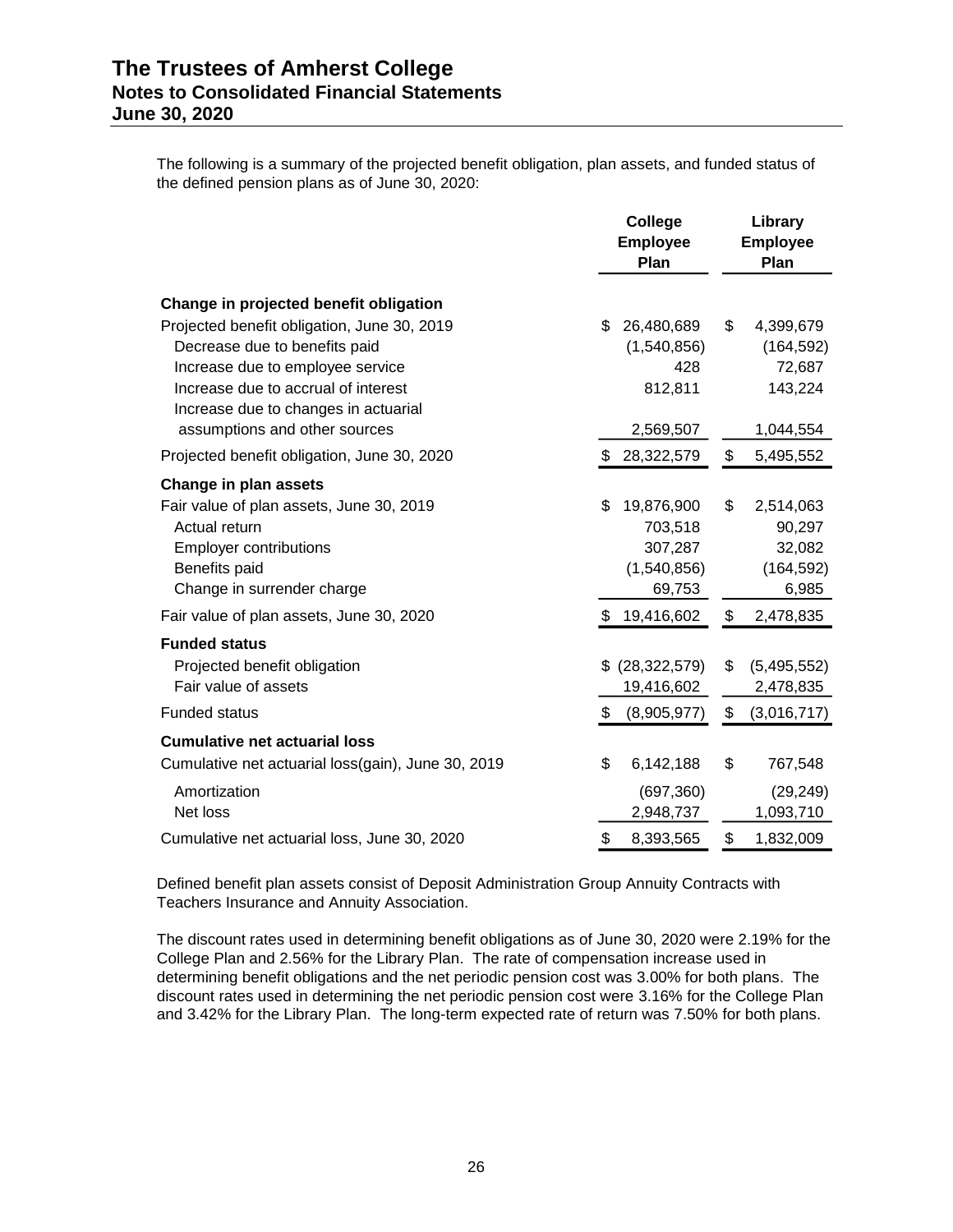The following is a summary of the projected benefit obligation, plan assets, and funded status of the defined pension plans as of June 30, 2020:

| | College Employee Plan | Library Employee Plan |
|---|---|---|
| **Change in projected benefit obligation** | | |
| Projected benefit obligation, June 30, 2019 | $ 26,480,689 | $ 4,399,679 |
| Decrease due to benefits paid | (1,540,856) | (164,592) |
| Increase due to employee service | 428 | 72,687 |
| Increase due to accrual of interest | 812,811 | 143,224 |
| Increase due to changes in actuarial assumptions and other sources | 2,569,507 | 1,044,554 |
| Projected benefit obligation, June 30, 2020 | $ 28,322,579 | $ 5,495,552 |
| **Change in plan assets** | | |
| Fair value of plan assets, June 30, 2019 | $ 19,876,900 | $ 2,514,063 |
| Actual return | 703,518 | 90,297 |
| Employer contributions | 307,287 | 32,082 |
| Benefits paid | (1,540,856) | (164,592) |
| Change in surrender charge | 69,753 | 6,985 |
| Fair value of plan assets, June 30, 2020 | $ 19,416,602 | $ 2,478,835 |
| **Funded status** | | |
| Projected benefit obligation | $ (28,322,579) | $ (5,495,552) |
| Fair value of assets | 19,416,602 | 2,478,835 |
| Funded status | $ (8,905,977) | $ (3,016,717) |
| **Cumulative net actuarial loss** | | |
| Cumulative net actuarial loss(gain), June 30, 2019 | $ 6,142,188 | $ 767,548 |
| Amortization | (697,360) | (29,249) |
| Net loss | 2,948,737 | 1,093,710 |
| Cumulative net actuarial loss, June 30, 2020 | $ 8,393,565 | $ 1,832,009 |

Defined benefit plan assets consist of Deposit Administration Group Annuity Contracts with Teachers Insurance and Annuity Association.

The discount rates used in determining benefit obligations as of June 30, 2020 were 2.19% for the College Plan and 2.56% for the Library Plan. The rate of compensation increase used in determining benefit obligations and the net periodic pension cost was 3.00% for both plans. The discount rates used in determining the net periodic pension cost were 3.16% for the College Plan and 3.42% for the Library Plan. The long-term expected rate of return was 7.50% for both plans.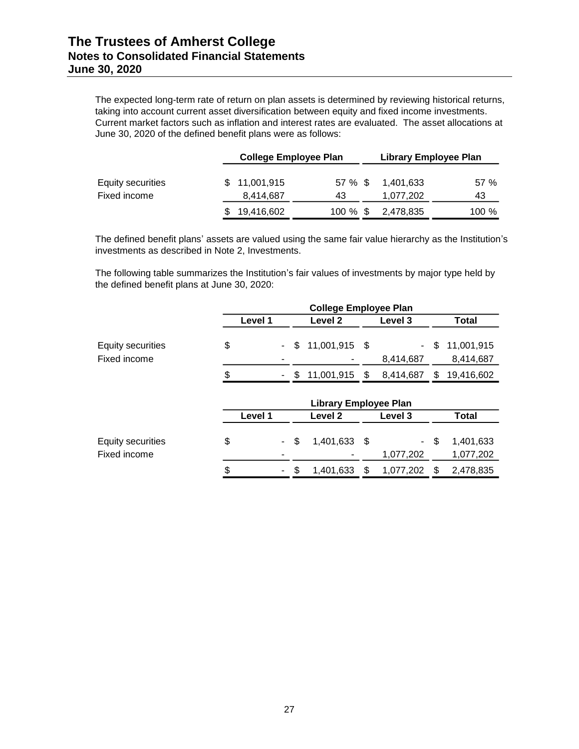The expected long-term rate of return on plan assets is determined by reviewing historical returns, taking into account current asset diversification between equity and fixed income investments. Current market factors such as inflation and interest rates are evaluated. The asset allocations at June 30, 2020 of the defined benefit plans were as follows:

| | College Employee Plan | | Library Employee Plan | |
|---|---|---|---|---|
| Equity securities | $ 11,001,915 | 57 % | $ 1,401,633 | 57 % |
| Fixed income | 8,414,687 | 43 | 1,077,202 | 43 |
| | $ 19,416,602 | 100 % | $ 2,478,835 | 100 % |

The defined benefit plans' assets are valued using the same fair value hierarchy as the Institution's investments as described in Note 2, Investments.

The following table summarizes the Institution's fair values of investments by major type held by the defined benefit plans at June 30, 2020:

| | College Employee Plan | | | |
|---|---|---|---|---|
| | Level 1 | Level 2 | Level 3 | Total |
| Equity securities | $ - | $ 11,001,915 | $ - | $ 11,001,915 |
| Fixed income | - | - | 8,414,687 | 8,414,687 |
| | $ - | $ 11,001,915 | $ 8,414,687 | $ 19,416,602 |

| | Library Employee Plan | | | |
|---|---|---|---|---|
| | Level 1 | Level 2 | Level 3 | Total |
| Equity securities | $ - | $ 1,401,633 | $ - | $ 1,401,633 |
| Fixed income | - | - | 1,077,202 | 1,077,202 |
| | $ - | $ 1,401,633 | $ 1,077,202 | $ 2,478,835 |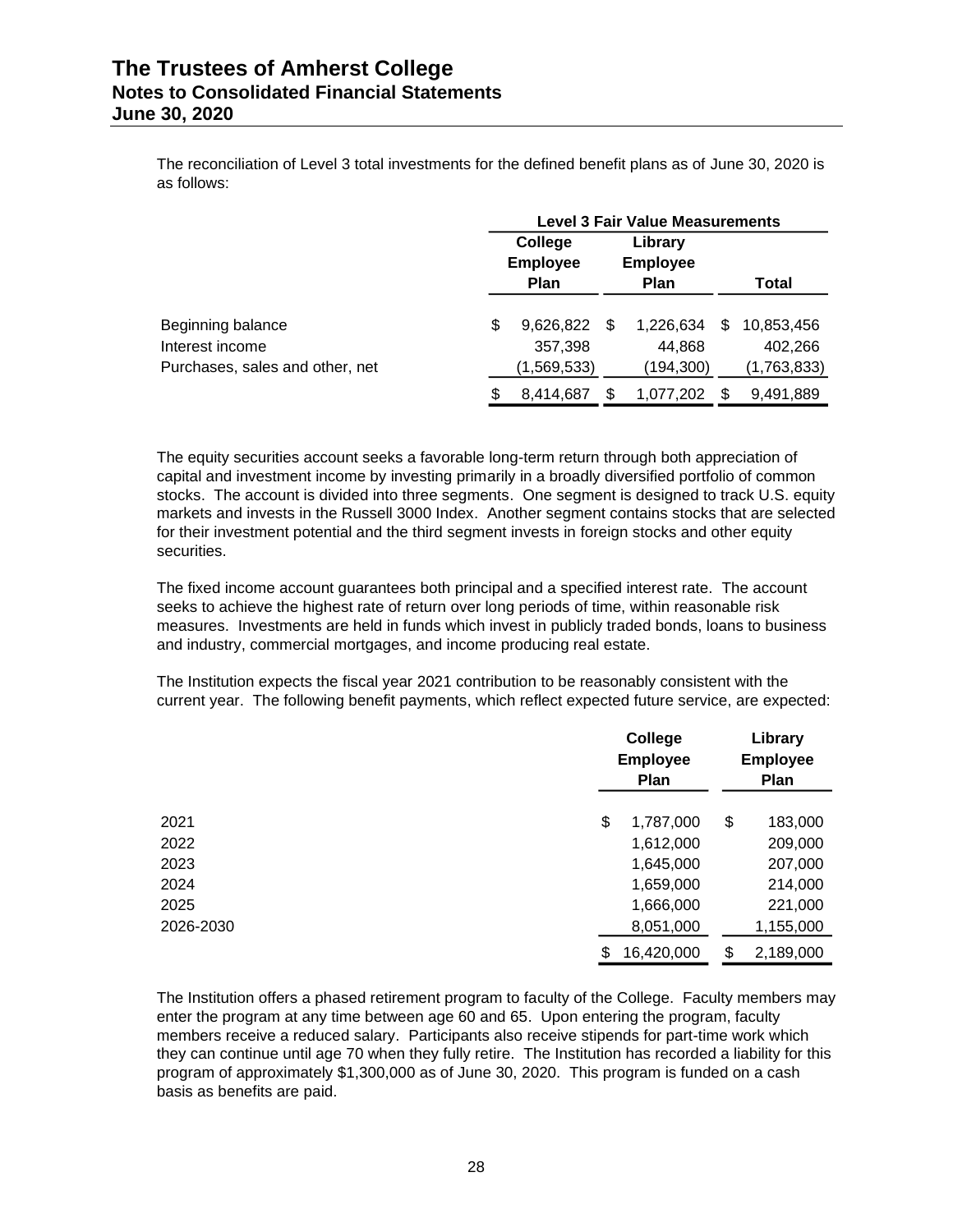The reconciliation of Level 3 total investments for the defined benefit plans as of June 30, 2020 is as follows:

| | Level 3 Fair Value Measurements | | |
|---|---|---|---|
| | College Employee Plan | Library Employee Plan | Total |
| Beginning balance | $ 9,626,822 | $ 1,226,634 | $ 10,853,456 |
| Interest income | 357,398 | 44,868 | 402,266 |
| Purchases, sales and other, net | (1,569,533) | (194,300) | (1,763,833) |
| | $ 8,414,687 | $ 1,077,202 | $ 9,491,889 |

The equity securities account seeks a favorable long-term return through both appreciation of capital and investment income by investing primarily in a broadly diversified portfolio of common stocks. The account is divided into three segments. One segment is designed to track U.S. equity markets and invests in the Russell 3000 Index. Another segment contains stocks that are selected for their investment potential and the third segment invests in foreign stocks and other equity securities.

The fixed income account guarantees both principal and a specified interest rate. The account seeks to achieve the highest rate of return over long periods of time, within reasonable risk measures. Investments are held in funds which invest in publicly traded bonds, loans to business and industry, commercial mortgages, and income producing real estate.

The Institution expects the fiscal year 2021 contribution to be reasonably consistent with the current year. The following benefit payments, which reflect expected future service, are expected:

| | College Employee Plan | Library Employee Plan |
|---|---|---|
| 2021 | $ 1,787,000 | $ 183,000 |
| 2022 | 1,612,000 | 209,000 |
| 2023 | 1,645,000 | 207,000 |
| 2024 | 1,659,000 | 214,000 |
| 2025 | 1,666,000 | 221,000 |
| 2026-2030 | 8,051,000 | 1,155,000 |
| | $ 16,420,000 | $ 2,189,000 |

The Institution offers a phased retirement program to faculty of the College. Faculty members may enter the program at any time between age 60 and 65. Upon entering the program, faculty members receive a reduced salary. Participants also receive stipends for part-time work which they can continue until age 70 when they fully retire. The Institution has recorded a liability for this program of approximately $1,300,000 as of June 30, 2020. This program is funded on a cash basis as benefits are paid.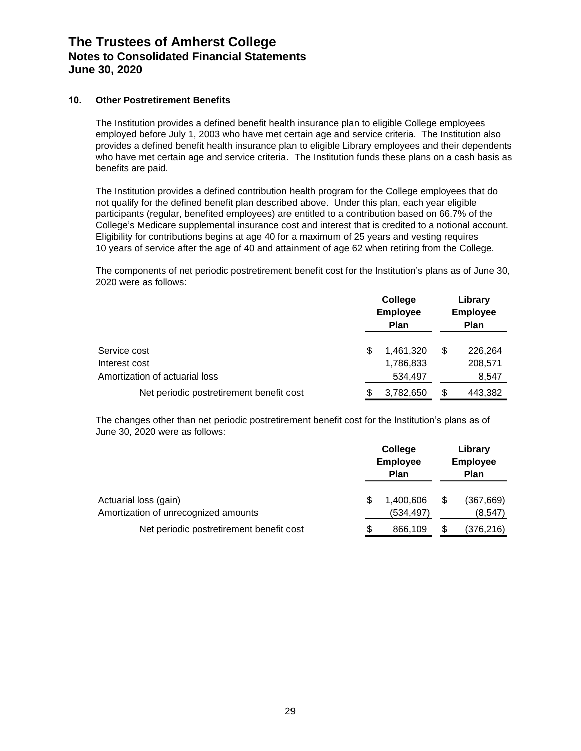### 10. Other Postretirement Benefits

The Institution provides a defined benefit health insurance plan to eligible College employees employed before July 1, 2003 who have met certain age and service criteria. The Institution also provides a defined benefit health insurance plan to eligible Library employees and their dependents who have met certain age and service criteria. The Institution funds these plans on a cash basis as benefits are paid.

The Institution provides a defined contribution health program for the College employees that do not qualify for the defined benefit plan described above. Under this plan, each year eligible participants (regular, benefited employees) are entitled to a contribution based on 66.7% of the College's Medicare supplemental insurance cost and interest that is credited to a notional account. Eligibility for contributions begins at age 40 for a maximum of 25 years and vesting requires 10 years of service after the age of 40 and attainment of age 62 when retiring from the College.

The components of net periodic postretirement benefit cost for the Institution's plans as of June 30, 2020 were as follows:

| | College Employee Plan | Library Employee Plan |
|---|---|---|
| Service cost | $ 1,461,320 | $ 226,264 |
| Interest cost | 1,786,833 | 208,571 |
| Amortization of actuarial loss | 534,497 | 8,547 |
| Net periodic postretirement benefit cost | $ 3,782,650 | $ 443,382 |

The changes other than net periodic postretirement benefit cost for the Institution's plans as of June 30, 2020 were as follows:

| | College Employee Plan | Library Employee Plan |
|---|---|---|
| Actuarial loss (gain) | $ 1,400,606 | $ (367,669) |
| Amortization of unrecognized amounts | (534,497) | (8,547) |
| Net periodic postretirement benefit cost | $ 866,109 | $ (376,216) |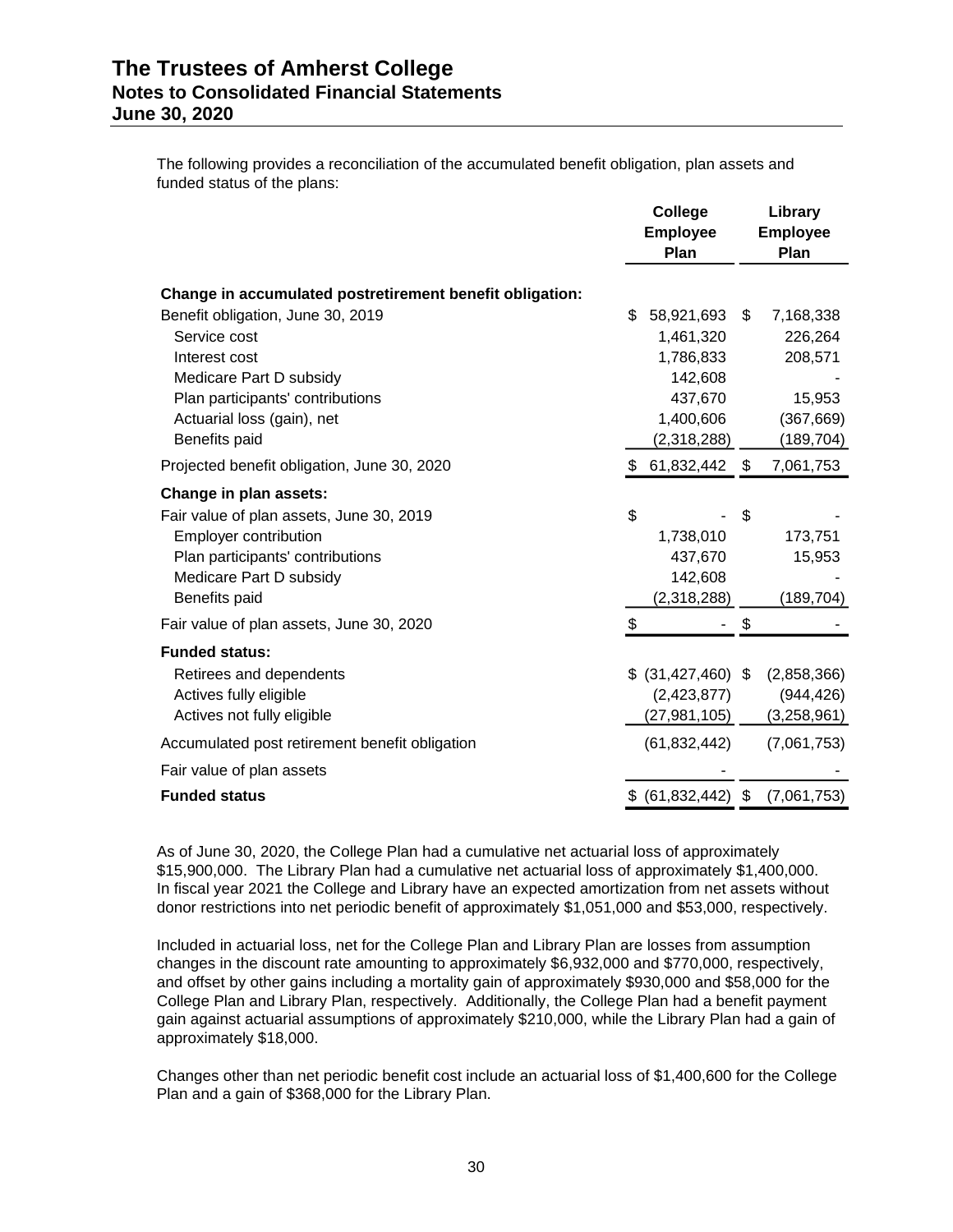The following provides a reconciliation of the accumulated benefit obligation, plan assets and funded status of the plans:

| | College Employee Plan | Library Employee Plan |
|---|---|---|
| **Change in accumulated postretirement benefit obligation:** | | |
| Benefit obligation, June 30, 2019 | $ 58,921,693 | $ 7,168,338 |
| Service cost | 1,461,320 | 226,264 |
| Interest cost | 1,786,833 | 208,571 |
| Medicare Part D subsidy | 142,608 | - |
| Plan participants' contributions | 437,670 | 15,953 |
| Actuarial loss (gain), net | 1,400,606 | (367,669) |
| Benefits paid | (2,318,288) | (189,704) |
| Projected benefit obligation, June 30, 2020 | $ 61,832,442 | $ 7,061,753 |
| **Change in plan assets:** | | |
| Fair value of plan assets, June 30, 2019 | $ - | $ - |
| Employer contribution | 1,738,010 | 173,751 |
| Plan participants' contributions | 437,670 | 15,953 |
| Medicare Part D subsidy | 142,608 | - |
| Benefits paid | (2,318,288) | (189,704) |
| Fair value of plan assets, June 30, 2020 | $ - | $ - |
| **Funded status:** | | |
| Retirees and dependents | $ (31,427,460) | $ (2,858,366) |
| Actives fully eligible | (2,423,877) | (944,426) |
| Actives not fully eligible | (27,981,105) | (3,258,961) |
| Accumulated post retirement benefit obligation | (61,832,442) | (7,061,753) |
| Fair value of plan assets | - | - |
| **Funded status** | $ (61,832,442) | $ (7,061,753) |

As of June 30, 2020, the College Plan had a cumulative net actuarial loss of approximately $15,900,000. The Library Plan had a cumulative net actuarial loss of approximately $1,400,000. In fiscal year 2021 the College and Library have an expected amortization from net assets without donor restrictions into net periodic benefit of approximately $1,051,000 and $53,000, respectively.

Included in actuarial loss, net for the College Plan and Library Plan are losses from assumption changes in the discount rate amounting to approximately $6,932,000 and $770,000, respectively, and offset by other gains including a mortality gain of approximately $930,000 and $58,000 for the College Plan and Library Plan, respectively. Additionally, the College Plan had a benefit payment gain against actuarial assumptions of approximately $210,000, while the Library Plan had a gain of approximately $18,000.

Changes other than net periodic benefit cost include an actuarial loss of $1,400,600 for the College Plan and a gain of $368,000 for the Library Plan.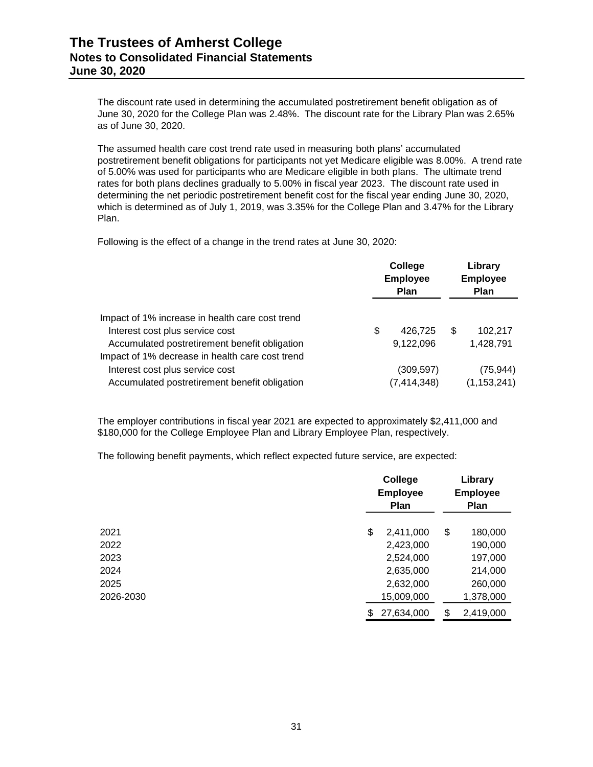The discount rate used in determining the accumulated postretirement benefit obligation as of June 30, 2020 for the College Plan was 2.48%. The discount rate for the Library Plan was 2.65% as of June 30, 2020.

The assumed health care cost trend rate used in measuring both plans' accumulated postretirement benefit obligations for participants not yet Medicare eligible was 8.00%. A trend rate of 5.00% was used for participants who are Medicare eligible in both plans. The ultimate trend rates for both plans declines gradually to 5.00% in fiscal year 2023. The discount rate used in determining the net periodic postretirement benefit cost for the fiscal year ending June 30, 2020, which is determined as of July 1, 2019, was 3.35% for the College Plan and 3.47% for the Library Plan.

Following is the effect of a change in the trend rates at June 30, 2020:

| | College Employee Plan | Library Employee Plan |
|---|---|---|
| Impact of 1% increase in health care cost trend | | |
| Interest cost plus service cost | $ 426,725 | $ 102,217 |
| Accumulated postretirement benefit obligation | 9,122,096 | 1,428,791 |
| Impact of 1% decrease in health care cost trend | | |
| Interest cost plus service cost | (309,597) | (75,944) |
| Accumulated postretirement benefit obligation | (7,414,348) | (1,153,241) |

The employer contributions in fiscal year 2021 are expected to approximately $2,411,000 and $180,000 for the College Employee Plan and Library Employee Plan, respectively.

The following benefit payments, which reflect expected future service, are expected:

| | College Employee Plan | Library Employee Plan |
|---|---|---|
| 2021 | $ 2,411,000 | $ 180,000 |
| 2022 | 2,423,000 | 190,000 |
| 2023 | 2,524,000 | 197,000 |
| 2024 | 2,635,000 | 214,000 |
| 2025 | 2,632,000 | 260,000 |
| 2026-2030 | 15,009,000 | 1,378,000 |
| | $ 27,634,000 | $ 2,419,000 |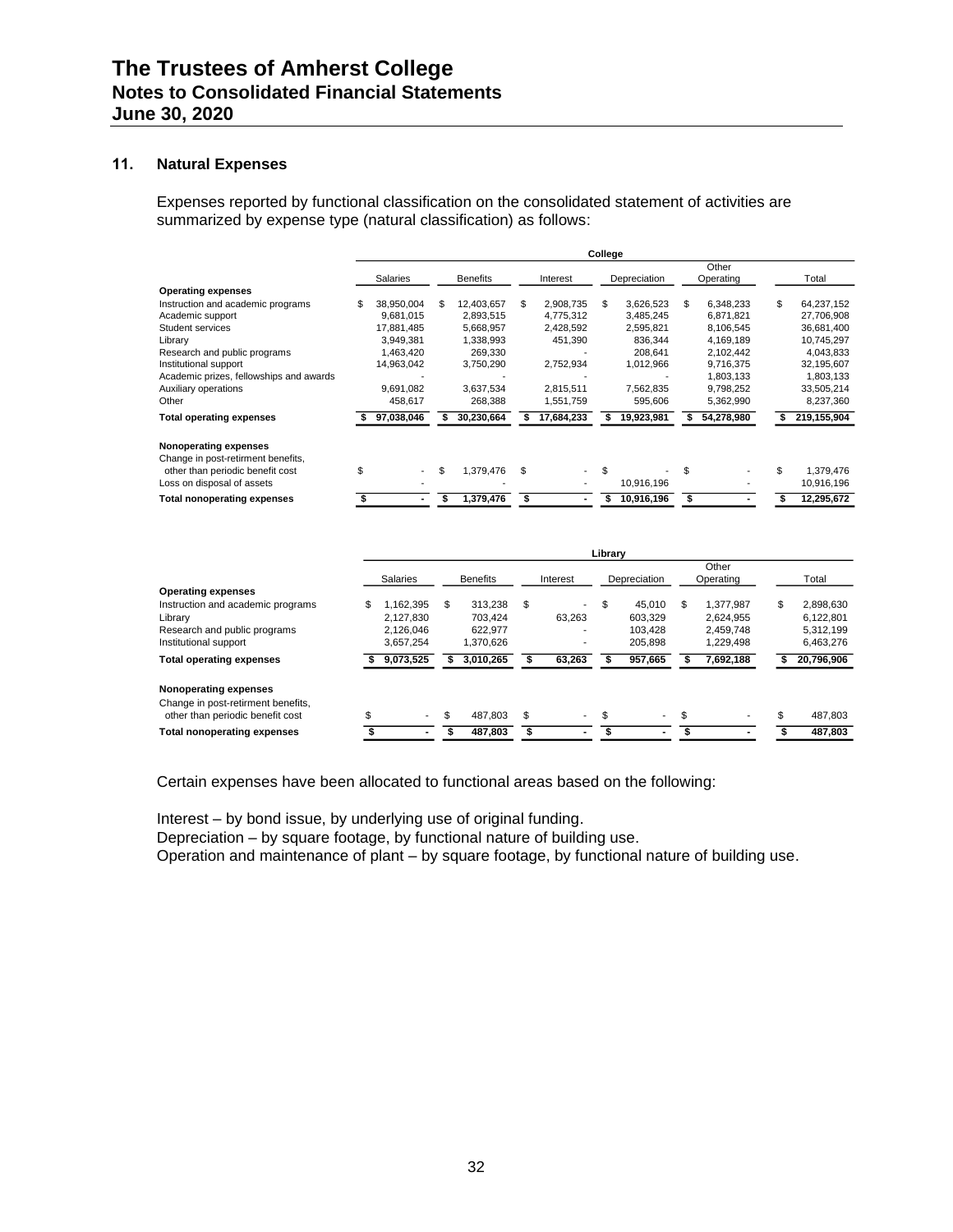## 11. Natural Expenses

Expenses reported by functional classification on the consolidated statement of activities are summarized by expense type (natural classification) as follows:

| | College | | | | | |
|---|---|---|---|---|---|---|
| | Salaries | Benefits | Interest | Depreciation | Other Operating | Total |
| **Operating expenses** | | | | | | |
| Instruction and academic programs | $ 38,950,004 | $ 12,403,657 | $ 2,908,735 | $ 3,626,523 | $ 6,348,233 | $ 64,237,152 |
| Academic support | 9,681,015 | 2,893,515 | 4,775,312 | 3,485,245 | 6,871,821 | 27,706,908 |
| Student services | 17,881,485 | 5,668,957 | 2,428,592 | 2,595,821 | 8,106,545 | 36,681,400 |
| Library | 3,949,381 | 1,338,993 | 451,390 | 836,344 | 4,169,189 | 10,745,297 |
| Research and public programs | 1,463,420 | 269,330 | - | 208,641 | 2,102,442 | 4,043,833 |
| Institutional support | 14,963,042 | 3,750,290 | 2,752,934 | 1,012,966 | 9,716,375 | 32,195,607 |
| Academic prizes, fellowships and awards | - | - | - | - | 1,803,133 | 1,803,133 |
| Auxiliary operations | 9,691,082 | 3,637,534 | 2,815,511 | 7,562,835 | 9,798,252 | 33,505,214 |
| Other | 458,617 | 268,388 | 1,551,759 | 595,606 | 5,362,990 | 8,237,360 |
| **Total operating expenses** | **$ 97,038,046** | **$ 30,230,664** | **$ 17,684,233** | **$ 19,923,981** | **$ 54,278,980** | **$ 219,155,904** |
| **Nonoperating expenses** | | | | | | |
| Change in post-retirment benefits, other than periodic benefit cost | $ - | $ 1,379,476 | $ - | $ - | $ - | $ 1,379,476 |
| Loss on disposal of assets | - | - | - | 10,916,196 | - | 10,916,196 |
| **Total nonoperating expenses** | **$ -** | **$ 1,379,476** | **$ -** | **$ 10,916,196** | **$ -** | **$ 12,295,672** |

| | Library | | | | | |
|---|---|---|---|---|---|---|
| | Salaries | Benefits | Interest | Depreciation | Other Operating | Total |
| **Operating expenses** | | | | | | |
| Instruction and academic programs | $ 1,162,395 | $ 313,238 | $ - | $ 45,010 | $ 1,377,987 | $ 2,898,630 |
| Library | 2,127,830 | 703,424 | 63,263 | 603,329 | 2,624,955 | 6,122,801 |
| Research and public programs | 2,126,046 | 622,977 | - | 103,428 | 2,459,748 | 5,312,199 |
| Institutional support | 3,657,254 | 1,370,626 | - | 205,898 | 1,229,498 | 6,463,276 |
| **Total operating expenses** | **$ 9,073,525** | **$ 3,010,265** | **$ 63,263** | **$ 957,665** | **$ 7,692,188** | **$ 20,796,906** |
| **Nonoperating expenses** | | | | | | |
| Change in post-retirment benefits, other than periodic benefit cost | $ - | $ 487,803 | $ - | $ - | $ - | $ 487,803 |
| **Total nonoperating expenses** | **$ -** | **$ 487,803** | **$ -** | **$ -** | **$ -** | **$ 487,803** |

Certain expenses have been allocated to functional areas based on the following:

Interest – by bond issue, by underlying use of original funding.
Depreciation – by square footage, by functional nature of building use.
Operation and maintenance of plant – by square footage, by functional nature of building use.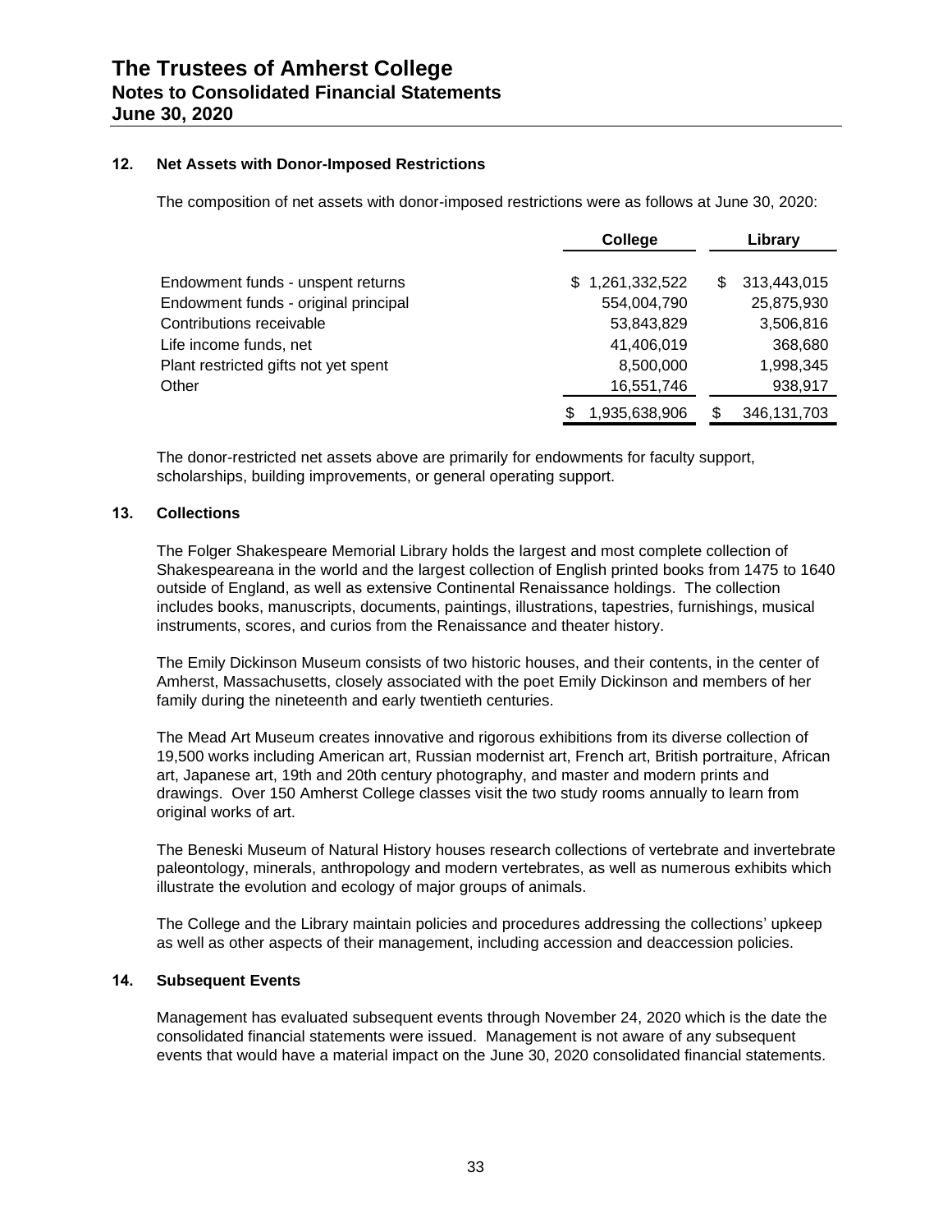## 12. Net Assets with Donor-Imposed Restrictions

The composition of net assets with donor-imposed restrictions were as follows at June 30, 2020:

| | College | Library |
|---|---|---|
| Endowment funds - unspent returns | $ 1,261,332,522 | $ 313,443,015 |
| Endowment funds - original principal | 554,004,790 | 25,875,930 |
| Contributions receivable | 53,843,829 | 3,506,816 |
| Life income funds, net | 41,406,019 | 368,680 |
| Plant restricted gifts not yet spent | 8,500,000 | 1,998,345 |
| Other | 16,551,746 | 938,917 |
| | $ 1,935,638,906 | $ 346,131,703 |

The donor-restricted net assets above are primarily for endowments for faculty support, scholarships, building improvements, or general operating support.

## 13. Collections

The Folger Shakespeare Memorial Library holds the largest and most complete collection of Shakespeareana in the world and the largest collection of English printed books from 1475 to 1640 outside of England, as well as extensive Continental Renaissance holdings. The collection includes books, manuscripts, documents, paintings, illustrations, tapestries, furnishings, musical instruments, scores, and curios from the Renaissance and theater history.

The Emily Dickinson Museum consists of two historic houses, and their contents, in the center of Amherst, Massachusetts, closely associated with the poet Emily Dickinson and members of her family during the nineteenth and early twentieth centuries.

The Mead Art Museum creates innovative and rigorous exhibitions from its diverse collection of 19,500 works including American art, Russian modernist art, French art, British portraiture, African art, Japanese art, 19th and 20th century photography, and master and modern prints and drawings. Over 150 Amherst College classes visit the two study rooms annually to learn from original works of art.

The Beneski Museum of Natural History houses research collections of vertebrate and invertebrate paleontology, minerals, anthropology and modern vertebrates, as well as numerous exhibits which illustrate the evolution and ecology of major groups of animals.

The College and the Library maintain policies and procedures addressing the collections' upkeep as well as other aspects of their management, including accession and deaccession policies.

## 14. Subsequent Events

Management has evaluated subsequent events through November 24, 2020 which is the date the consolidated financial statements were issued. Management is not aware of any subsequent events that would have a material impact on the June 30, 2020 consolidated financial statements.